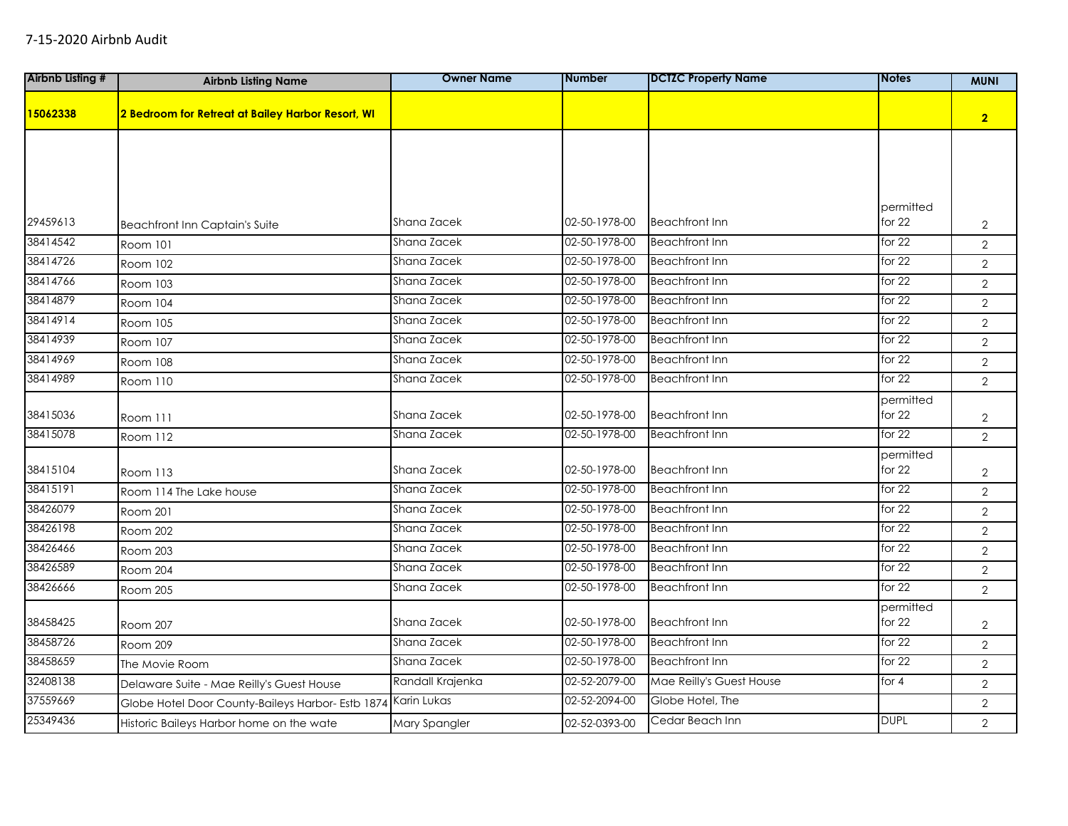7-15-2020 Airbnb Audit

| Airbnb Listing # | Airbnb Listing Name | Owner Name | Number | DCTZC Property Name | Notes | MUNI |
|---|---|---|---|---|---|---|
| **15062338** | **2 Bedroom for Retreat at Bailey Harbor Resort, WI** | | | | | **2** |
| 29459613 | Beachfront Inn Captain's Suite | Shana Zacek | 02-50-1978-00 | Beachfront Inn | permitted for 22 | 2 |
| 38414542 | Room 101 | Shana Zacek | 02-50-1978-00 | Beachfront Inn | for 22 | 2 |
| 38414726 | Room 102 | Shana Zacek | 02-50-1978-00 | Beachfront Inn | for 22 | 2 |
| 38414766 | Room 103 | Shana Zacek | 02-50-1978-00 | Beachfront Inn | for 22 | 2 |
| 38414879 | Room 104 | Shana Zacek | 02-50-1978-00 | Beachfront Inn | for 22 | 2 |
| 38414914 | Room 105 | Shana Zacek | 02-50-1978-00 | Beachfront Inn | for 22 | 2 |
| 38414939 | Room 107 | Shana Zacek | 02-50-1978-00 | Beachfront Inn | for 22 | 2 |
| 38414969 | Room 108 | Shana Zacek | 02-50-1978-00 | Beachfront Inn | for 22 | 2 |
| 38414989 | Room 110 | Shana Zacek | 02-50-1978-00 | Beachfront Inn | for 22 | 2 |
| 38415036 | Room 111 | Shana Zacek | 02-50-1978-00 | Beachfront Inn | permitted for 22 | 2 |
| 38415078 | Room 112 | Shana Zacek | 02-50-1978-00 | Beachfront Inn | for 22 | 2 |
| 38415104 | Room 113 | Shana Zacek | 02-50-1978-00 | Beachfront Inn | permitted for 22 | 2 |
| 38415191 | Room 114 The Lake house | Shana Zacek | 02-50-1978-00 | Beachfront Inn | for 22 | 2 |
| 38426079 | Room 201 | Shana Zacek | 02-50-1978-00 | Beachfront Inn | for 22 | 2 |
| 38426198 | Room 202 | Shana Zacek | 02-50-1978-00 | Beachfront Inn | for 22 | 2 |
| 38426466 | Room 203 | Shana Zacek | 02-50-1978-00 | Beachfront Inn | for 22 | 2 |
| 38426589 | Room 204 | Shana Zacek | 02-50-1978-00 | Beachfront Inn | for 22 | 2 |
| 38426666 | Room 205 | Shana Zacek | 02-50-1978-00 | Beachfront Inn | for 22 | 2 |
| 38458425 | Room 207 | Shana Zacek | 02-50-1978-00 | Beachfront Inn | permitted for 22 | 2 |
| 38458726 | Room 209 | Shana Zacek | 02-50-1978-00 | Beachfront Inn | for 22 | 2 |
| 38458659 | The Movie Room | Shana Zacek | 02-50-1978-00 | Beachfront Inn | for 22 | 2 |
| 32408138 | Delaware Suite - Mae Reilly's Guest House | Randall Krajenka | 02-52-2079-00 | Mae Reilly's Guest House | for 4 | 2 |
| 37559669 | Globe Hotel Door County-Baileys Harbor- Estb 1874 | Karin Lukas | 02-52-2094-00 | Globe Hotel, The | | 2 |
| 25349436 | Historic Baileys Harbor home on the wate | Mary Spangler | 02-52-0393-00 | Cedar Beach Inn | DUPL | 2 |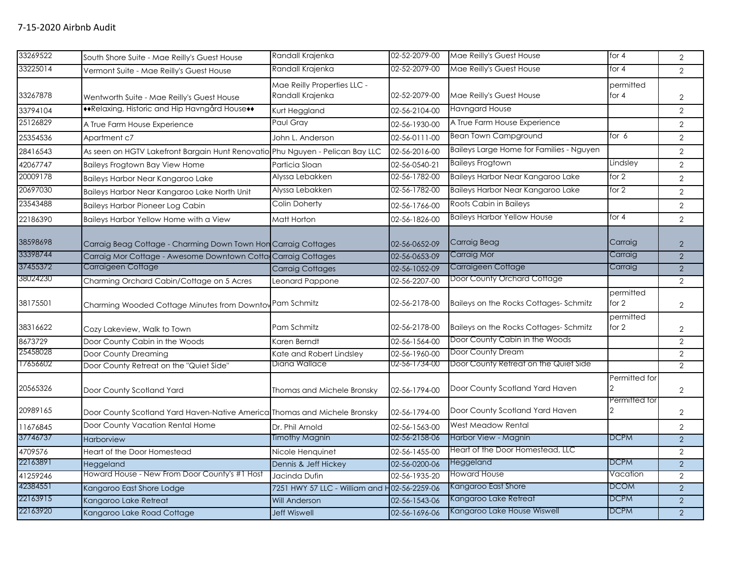| | | | | | | |
|---|---|---|---|---|---|---|
| 33269522 | South Shore Suite - Mae Reilly's Guest House | Randall Krajenka | 02-52-2079-00 | Mae Reilly's Guest House | for 4 | 2 |
| 33225014 | Vermont Suite - Mae Reilly's Guest House | Randall Krajenka | 02-52-2079-00 | Mae Reilly's Guest House | for 4 | 2 |
| 33267878 | Wentworth Suite - Mae Reilly's Guest House | Mae Reilly Properties LLC - Randall Krajenka | 02-52-2079-00 | Mae Reilly's Guest House | permitted for 4 | 2 |
| 33794104 | ♦♦Relaxing, Historic and Hip Havngård House♦♦ | Kurt Heggland | 02-56-2104-00 | Havngard House | | 2 |
| 25126829 | A True Farm House Experience | Paul Gray | 02-56-1930-00 | A True Farm House Experience | | 2 |
| 25354536 | Apartment c7 | John L. Anderson | 02-56-0111-00 | Bean Town Campground | for 6 | 2 |
| 28416543 | As seen on HGTV Lakefront Bargain Hunt Renovatio | Phu Nguyen - Pelican Bay LLC | 02-56-2016-00 | Baileys Large Home for Families - Nguyen | | 2 |
| 42067747 | Baileys Frogtown Bay View Home | Particia Sloan | 02-56-0540-21 | Baileys Frogtown | Lindsley | 2 |
| 20009178 | Baileys Harbor Near Kangaroo Lake | Alyssa Lebakken | 02-56-1782-00 | Baileys Harbor Near Kangaroo Lake | for 2 | 2 |
| 20697030 | Baileys Harbor Near Kangaroo Lake North Unit | Alyssa Lebakken | 02-56-1782-00 | Baileys Harbor Near Kangaroo Lake | for 2 | 2 |
| 23543488 | Baileys Harbor Pioneer Log Cabin | Colin Doherty | 02-56-1766-00 | Roots Cabin in Baileys | | 2 |
| 22186390 | Baileys Harbor Yellow Home with a View | Matt Horton | 02-56-1826-00 | Baileys Harbor Yellow House | for 4 | 2 |
| 38598698 | Carraig Beag Cottage - Charming Down Town Hon | Carraig Cottages | 02-56-0652-09 | Carraig Beag | Carraig | 2 |
| 33398744 | Carraig Mor Cottage - Awesome Downtown Cotta | Carraig Cottages | 02-56-0653-09 | Carraig Mor | Carraig | 2 |
| 37455372 | Carraigeen Cottage | Carraig Cottages | 02-56-1052-09 | Carraigeen Cottage | Carraig | 2 |
| 38024230 | Charming Orchard Cabin/Cottage on 5 Acres | Leonard Pappone | 02-56-2207-00 | Door County Orchard Cottage | | 2 |
| 38175501 | Charming Wooded Cottage Minutes from Downtov | Pam Schmitz | 02-56-2178-00 | Baileys on the Rocks Cottages- Schmitz | permitted for 2 | 2 |
| 38316622 | Cozy Lakeview, Walk to Town | Pam Schmitz | 02-56-2178-00 | Baileys on the Rocks Cottages- Schmitz | permitted for 2 | 2 |
| 8673729 | Door County Cabin in the Woods | Karen Berndt | 02-56-1564-00 | Door County Cabin in the Woods | | 2 |
| 25458028 | Door County Dreaming | Kate and Robert Lindsley | 02-56-1960-00 | Door County Dream | | 2 |
| 17656602 | Door County Retreat on the "Quiet Side" | Diana Wallace | 02-56-1734-00 | Door County Retreat on the Quiet Side | | 2 |
| 20565326 | Door County Scotland Yard | Thomas and Michele Bronsky | 02-56-1794-00 | Door County Scotland Yard Haven | Permitted for 2 | 2 |
| 20989165 | Door County Scotland Yard Haven-Native America | Thomas and Michele Bronsky | 02-56-1794-00 | Door County Scotland Yard Haven | Permitted for 2 | 2 |
| 11676845 | Door County Vacation Rental Home | Dr. Phil Arnold | 02-56-1563-00 | West Meadow Rental | | 2 |
| 37746737 | Harborview | Timothy Magnin | 02-56-2158-06 | Harbor View - Magnin | DCPM | 2 |
| 4709576 | Heart of the Door Homestead | Nicole Henquinet | 02-56-1455-00 | Heart of the Door Homestead, LLC | | 2 |
| 22163891 | Heggeland | Dennis & Jeff Hickey | 02-56-0200-06 | Heggeland | DCPM | 2 |
| 41259246 | Howard House - New From Door County's #1 Host | Jacinda Dufin | 02-56-1935-20 | Howard House | Vacation | 2 |
| 42384551 | Kangaroo East Shore Lodge | 7251 HWY 57 LLC - William and H | 02-56-2259-06 | Kangaroo East Shore | DCOM | 2 |
| 22163915 | Kangaroo Lake Retreat | Will Anderson | 02-56-1543-06 | Kangaroo Lake Retreat | DCPM | 2 |
| 22163920 | Kangaroo Lake Road Cottage | Jeff Wiswell | 02-56-1696-06 | Kangaroo Lake House Wiswell | DCPM | 2 |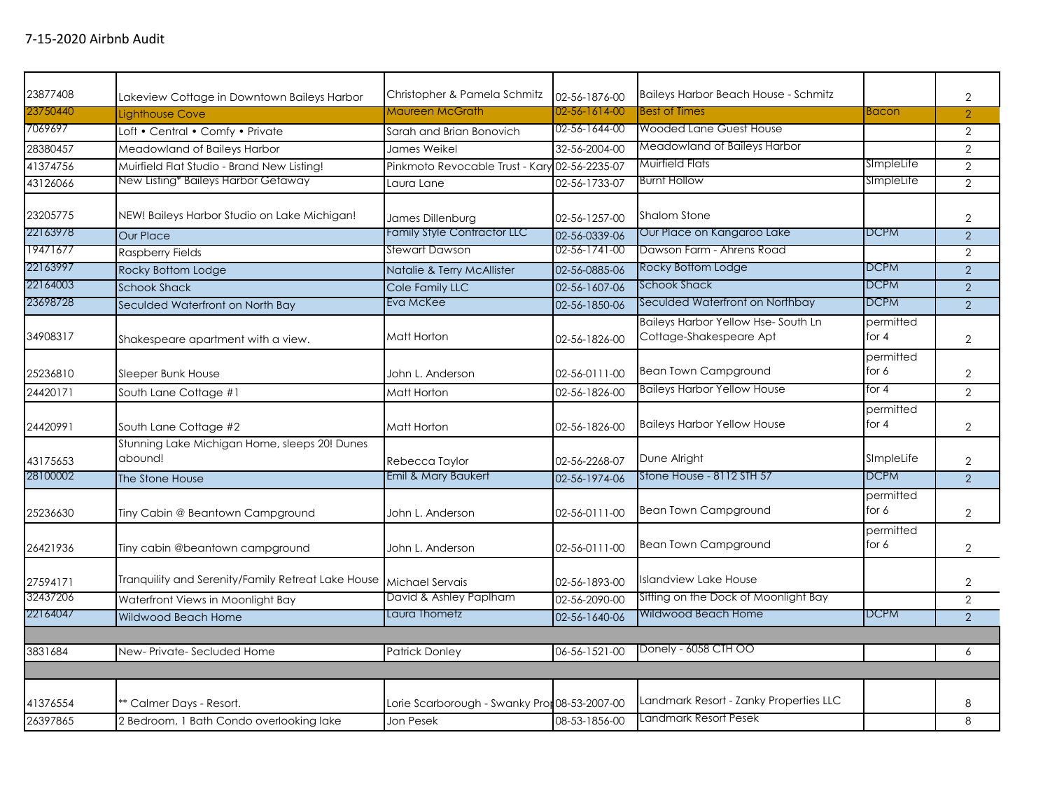7-15-2020 Airbnb Audit

| | | | | | | |
|---|---|---|---|---|---|---|
| 23877408 | Lakeview Cottage in Downtown Baileys Harbor | Christopher & Pamela Schmitz | 02-56-1876-00 | Baileys Harbor Beach House - Schmitz | | 2 |
| 23750440 | Lighthouse Cove | Maureen McGrath | 02-56-1614-00 | Best of Times | Bacon | 2 |
| 7069697 | Loft • Central • Comfy • Private | Sarah and Brian Bonovich | 02-56-1644-00 | Wooded Lane Guest House | | 2 |
| 28380457 | Meadowland of Baileys Harbor | James Weikel | 32-56-2004-00 | Meadowland of Baileys Harbor | | 2 |
| 41374756 | Muirfield Flat Studio - Brand New Listing! | Pinkmoto Revocable Trust - Kary | 02-56-2235-07 | Muirfield Flats | SImpleLife | 2 |
| 43126066 | New Listing* Baileys Harbor Getaway | Laura Lane | 02-56-1733-07 | Burnt Hollow | SImpleLife | 2 |
| 23205775 | NEW! Baileys Harbor Studio on Lake Michigan! | James Dillenburg | 02-56-1257-00 | Shalom Stone | | 2 |
| 22163978 | Our Place | Family Style Contractor LLC | 02-56-0339-06 | Our Place on Kangaroo Lake | DCPM | 2 |
| 19471677 | Raspberry Fields | Stewart Dawson | 02-56-1741-00 | Dawson Farm - Ahrens Road | | 2 |
| 22163997 | Rocky Bottom Lodge | Natalie & Terry McAllister | 02-56-0885-06 | Rocky Bottom Lodge | DCPM | 2 |
| 22164003 | Schook Shack | Cole Family LLC | 02-56-1607-06 | Schook Shack | DCPM | 2 |
| 23698728 | Seculded Waterfront on North Bay | Eva McKee | 02-56-1850-06 | Seculded Waterfront on Northbay | DCPM | 2 |
| 34908317 | Shakespeare apartment with a view. | Matt Horton | 02-56-1826-00 | Baileys Harbor Yellow Hse- South Ln Cottage-Shakespeare Apt | permitted for 4 | 2 |
| 25236810 | Sleeper Bunk House | John L. Anderson | 02-56-0111-00 | Bean Town Campground | permitted for 6 | 2 |
| 24420171 | South Lane Cottage #1 | Matt Horton | 02-56-1826-00 | Baileys Harbor Yellow House | for 4 | 2 |
| 24420991 | South Lane Cottage #2 | Matt Horton | 02-56-1826-00 | Baileys Harbor Yellow House | permitted for 4 | 2 |
| 43175653 | Stunning Lake Michigan Home, sleeps 20! Dunes abound! | Rebecca Taylor | 02-56-2268-07 | Dune Alright | SImpleLife | 2 |
| 28100002 | The Stone House | Emil & Mary Baukert | 02-56-1974-06 | Stone House - 8112 STH 57 | DCPM | 2 |
| 25236630 | Tiny Cabin @ Beantown Campground | John L. Anderson | 02-56-0111-00 | Bean Town Campground | permitted for 6 | 2 |
| 26421936 | Tiny cabin @beantown campground | John L. Anderson | 02-56-0111-00 | Bean Town Campground | permitted for 6 | 2 |
| 27594171 | Tranquility and Serenity/Family Retreat Lake House | Michael Servais | 02-56-1893-00 | Islandview Lake House | | 2 |
| 32437206 | Waterfront Views in Moonlight Bay | David & Ashley Paplham | 02-56-2090-00 | Sitting on the Dock of Moonlight Bay | | 2 |
| 22164047 | Wildwood Beach Home | Laura Thometz | 02-56-1640-06 | Wildwood Beach Home | DCPM | 2 |
| | | | | | | |
| 3831684 | New- Private- Secluded Home | Patrick Donley | 06-56-1521-00 | Donely - 6058 CTH OO | | 6 |
| | | | | | | |
| 41376554 | ** Calmer Days - Resort. | Lorie Scarborough - Swanky Prop | 08-53-2007-00 | Landmark Resort - Zanky Properties LLC | | 8 |
| 26397865 | 2 Bedroom, 1 Bath Condo overlooking lake | Jon Pesek | 08-53-1856-00 | Landmark Resort Pesek | | 8 |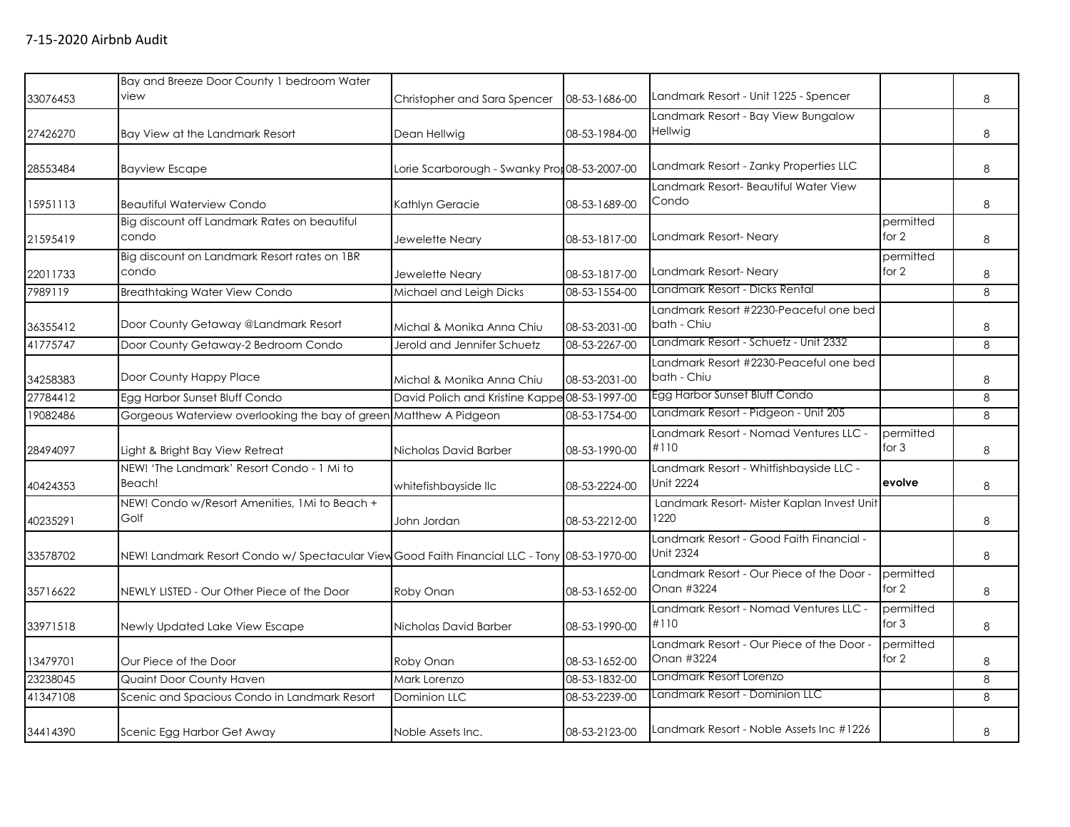7-15-2020 Airbnb Audit

| | | | | | | |
|---|---|---|---|---|---|---|
| 33076453 | Bay and Breeze Door County 1 bedroom Water view | Christopher and Sara Spencer | 08-53-1686-00 | Landmark Resort - Unit 1225 - Spencer | | 8 |
| 27426270 | Bay View at the Landmark Resort | Dean Hellwig | 08-53-1984-00 | Landmark Resort - Bay View Bungalow Hellwig | | 8 |
| 28553484 | Bayview Escape | Lorie Scarborough - Swanky Pro | 08-53-2007-00 | Landmark Resort - Zanky Properties LLC | | 8 |
| 15951113 | Beautiful Waterview Condo | Kathlyn Geracie | 08-53-1689-00 | Landmark Resort- Beautiful Water View Condo | | 8 |
| 21595419 | Big discount off Landmark Rates on beautiful condo | Jewelette Neary | 08-53-1817-00 | Landmark Resort- Neary | permitted for 2 | 8 |
| 22011733 | Big discount on Landmark Resort rates on 1BR condo | Jewelette Neary | 08-53-1817-00 | Landmark Resort- Neary | permitted for 2 | 8 |
| 7989119 | Breathtaking Water View Condo | Michael and Leigh Dicks | 08-53-1554-00 | Landmark Resort - Dicks Rental | | 8 |
| 36355412 | Door County Getaway @Landmark Resort | Michal & Monika Anna Chiu | 08-53-2031-00 | Landmark Resort #2230-Peaceful one bed bath - Chiu | | 8 |
| 41775747 | Door County Getaway-2 Bedroom Condo | Jerold and Jennifer Schuetz | 08-53-2267-00 | Landmark Resort - Schuetz - Unit 2332 | | 8 |
| 34258383 | Door County Happy Place | Michal & Monika Anna Chiu | 08-53-2031-00 | Landmark Resort #2230-Peaceful one bed bath - Chiu | | 8 |
| 27784412 | Egg Harbor Sunset Bluff Condo | David Polich and Kristine Kappe | 08-53-1997-00 | Egg Harbor Sunset Bluff Condo | | 8 |
| 19082486 | Gorgeous Waterview overlooking the bay of green | Matthew A Pidgeon | 08-53-1754-00 | Landmark Resort - Pidgeon - Unit 205 | | 8 |
| 28494097 | Light & Bright Bay View Retreat | Nicholas David Barber | 08-53-1990-00 | Landmark Resort - Nomad Ventures LLC - #110 | permitted for 3 | 8 |
| 40424353 | NEW! 'The Landmark' Resort Condo - 1 Mi to Beach! | whitefishbayside llc | 08-53-2224-00 | Landmark Resort - Whitfishbayside LLC - Unit 2224 | **evolve** | 8 |
| 40235291 | NEW! Condo w/Resort Amenities, 1Mi to Beach + Golf | John Jordan | 08-53-2212-00 | Landmark Resort- Mister Kaplan Invest Unit 1220 | | 8 |
| 33578702 | NEW! Landmark Resort Condo w/ Spectacular View | Good Faith Financial LLC - Tony | 08-53-1970-00 | Landmark Resort - Good Faith Financial - Unit 2324 | | 8 |
| 35716622 | NEWLY LISTED - Our Other Piece of the Door | Roby Onan | 08-53-1652-00 | Landmark Resort - Our Piece of the Door - Onan #3224 | permitted for 2 | 8 |
| 33971518 | Newly Updated Lake View Escape | Nicholas David Barber | 08-53-1990-00 | Landmark Resort - Nomad Ventures LLC - #110 | permitted for 3 | 8 |
| 13479701 | Our Piece of the Door | Roby Onan | 08-53-1652-00 | Landmark Resort - Our Piece of the Door - Onan #3224 | permitted for 2 | 8 |
| 23238045 | Quaint Door County Haven | Mark Lorenzo | 08-53-1832-00 | Landmark Resort Lorenzo | | 8 |
| 41347108 | Scenic and Spacious Condo in Landmark Resort | Dominion LLC | 08-53-2239-00 | Landmark Resort - Dominion LLC | | 8 |
| 34414390 | Scenic Egg Harbor Get Away | Noble Assets Inc. | 08-53-2123-00 | Landmark Resort - Noble Assets Inc #1226 | | 8 |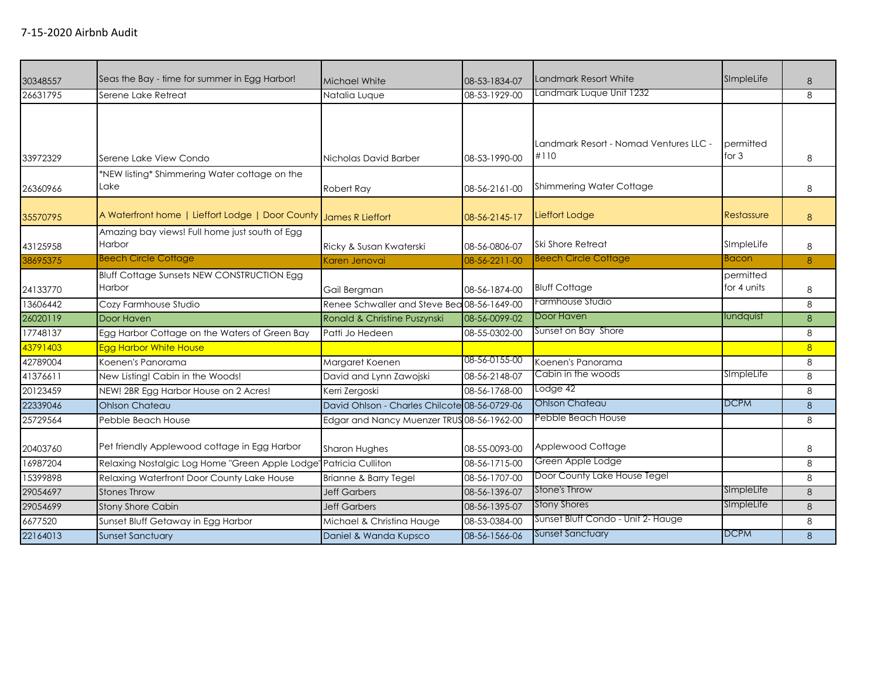7-15-2020 Airbnb Audit

| | | | | | | |
|---|---|---|---|---|---|---|
| 30348557 | Seas the Bay - time for summer in Egg Harbor! | Michael White | 08-53-1834-07 | Landmark Resort White | SImpleLife | 8 |
| 26631795 | Serene Lake Retreat | Natalia Luque | 08-53-1929-00 | Landmark Luque Unit 1232 | | 8 |
| 33972329 | Serene Lake View Condo | Nicholas David Barber | 08-53-1990-00 | Landmark Resort - Nomad Ventures LLC - #110 | permitted for 3 | 8 |
| 26360966 | *NEW listing* Shimmering Water cottage on the Lake | Robert Ray | 08-56-2161-00 | Shimmering Water Cottage | | 8 |
| 35570795 | A Waterfront home \| Lieffort Lodge \| Door County | James R Lieffort | 08-56-2145-17 | Lieffort Lodge | Restassure | 8 |
| 43125958 | Amazing bay views! Full home just south of Egg Harbor | Ricky & Susan Kwaterski | 08-56-0806-07 | Ski Shore Retreat | SImpleLife | 8 |
| 38695375 | Beech Circle Cottage | Karen Jenovai | 08-56-2211-00 | Beech Circle Cottage | Bacon | 8 |
| 24133770 | Bluff Cottage Sunsets NEW CONSTRUCTION Egg Harbor | Gail Bergman | 08-56-1874-00 | Bluff Cottage | permitted for 4 units | 8 |
| 13606442 | Cozy Farmhouse Studio | Renee Schwaller and Steve Bea | 08-56-1649-00 | Farmhouse Studio | | 8 |
| 26020119 | Door Haven | Ronald & Christine Puszynski | 08-56-0099-02 | Door Haven | lundquist | 8 |
| 17748137 | Egg Harbor Cottage on the Waters of Green Bay | Patti Jo Hedeen | 08-55-0302-00 | Sunset on Bay Shore | | 8 |
| 43791403 | Egg Harbor White House | | | | | 8 |
| 42789004 | Koenen's Panorama | Margaret Koenen | 08-56-0155-00 | Koenen's Panorama | | 8 |
| 41376611 | New Listing! Cabin in the Woods! | David and Lynn Zawojski | 08-56-2148-07 | Cabin in the woods | SImpleLife | 8 |
| 20123459 | NEW! 2BR Egg Harbor House on 2 Acres! | Kerri Zergoski | 08-56-1768-00 | Lodge 42 | | 8 |
| 22339046 | Ohlson Chateau | David Ohlson - Charles Chilcote | 08-56-0729-06 | Ohlson Chateau | DCPM | 8 |
| 25729564 | Pebble Beach House | Edgar and Nancy Muenzer TRUS | 08-56-1962-00 | Pebble Beach House | | 8 |
| 20403760 | Pet friendly Applewood cottage in Egg Harbor | Sharon Hughes | 08-55-0093-00 | Applewood Cottage | | 8 |
| 16987204 | Relaxing Nostalgic Log Home "Green Apple Lodge" | Patricia Culliton | 08-56-1715-00 | Green Apple Lodge | | 8 |
| 15399898 | Relaxing Waterfront Door County Lake House | Brianne & Barry Tegel | 08-56-1707-00 | Door County Lake House Tegel | | 8 |
| 29054697 | Stones Throw | Jeff Garbers | 08-56-1396-07 | Stone's Throw | SImpleLife | 8 |
| 29054699 | Stony Shore Cabin | Jeff Garbers | 08-56-1395-07 | Stony Shores | SImpleLife | 8 |
| 6677520 | Sunset Bluff Getaway in Egg Harbor | Michael & Christina Hauge | 08-53-0384-00 | Sunset Bluff Condo - Unit 2- Hauge | | 8 |
| 22164013 | Sunset Sanctuary | Daniel & Wanda Kupsco | 08-56-1566-06 | Sunset Sanctuary | DCPM | 8 |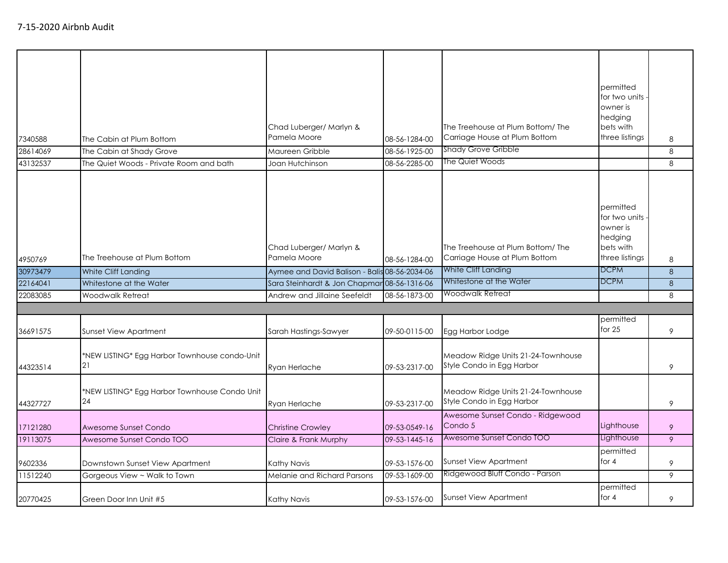7-15-2020 Airbnb Audit

| | | | | | | |
|---|---|---|---|---|---|---|
| 7340588 | The Cabin at Plum Bottom | Chad Luberger/ Marlyn & Pamela Moore | 08-56-1284-00 | The Treehouse at Plum Bottom/ The Carriage House at Plum Bottom | permitted for two units - owner is hedging bets with three listings | 8 |
| 28614069 | The Cabin at Shady Grove | Maureen Gribble | 08-56-1925-00 | Shady Grove Gribble | | 8 |
| 43132537 | The Quiet Woods - Private Room and bath | Joan Hutchinson | 08-56-2285-00 | The Quiet Woods | | 8 |
| 4950769 | The Treehouse at Plum Bottom | Chad Luberger/ Marlyn & Pamela Moore | 08-56-1284-00 | The Treehouse at Plum Bottom/ The Carriage House at Plum Bottom | permitted for two units - owner is hedging bets with three listings | 8 |
| 30973479 | White Cliff Landing | Aymee and David Balison - Balis | 08-56-2034-06 | White Cliff Landing | DCPM | 8 |
| 22164041 | Whitestone at the Water | Sara Steinhardt & Jon Chapman | 08-56-1316-06 | Whitestone at the Water | DCPM | 8 |
| 22083085 | Woodwalk Retreat | Andrew and Jillaine Seefeldt | 08-56-1873-00 | Woodwalk Retreat | | 8 |
| | | | | | | |
| 36691575 | Sunset View Apartment | Sarah Hastings-Sawyer | 09-50-0115-00 | Egg Harbor Lodge | permitted for 25 | 9 |
| 44323514 | *NEW LISTING* Egg Harbor Townhouse condo-Unit 21 | Ryan Herlache | 09-53-2317-00 | Meadow Ridge Units 21-24-Townhouse Style Condo in Egg Harbor | | 9 |
| 44327727 | *NEW LISTING* Egg Harbor Townhouse Condo Unit 24 | Ryan Herlache | 09-53-2317-00 | Meadow Ridge Units 21-24-Townhouse Style Condo in Egg Harbor | | 9 |
| 17121280 | Awesome Sunset Condo | Christine Crowley | 09-53-0549-16 | Awesome Sunset Condo - Ridgewood Condo 5 | Lighthouse | 9 |
| 19113075 | Awesome Sunset Condo TOO | Claire & Frank Murphy | 09-53-1445-16 | Awesome Sunset Condo TOO | Lighthouse | 9 |
| 9602336 | Downstown Sunset View Apartment | Kathy Navis | 09-53-1576-00 | Sunset View Apartment | permitted for 4 | 9 |
| 11512240 | Gorgeous View ~ Walk to Town | Melanie and Richard Parsons | 09-53-1609-00 | Ridgewood Bluff Condo - Parson | | 9 |
| 20770425 | Green Door Inn Unit #5 | Kathy Navis | 09-53-1576-00 | Sunset View Apartment | permitted for 4 | 9 |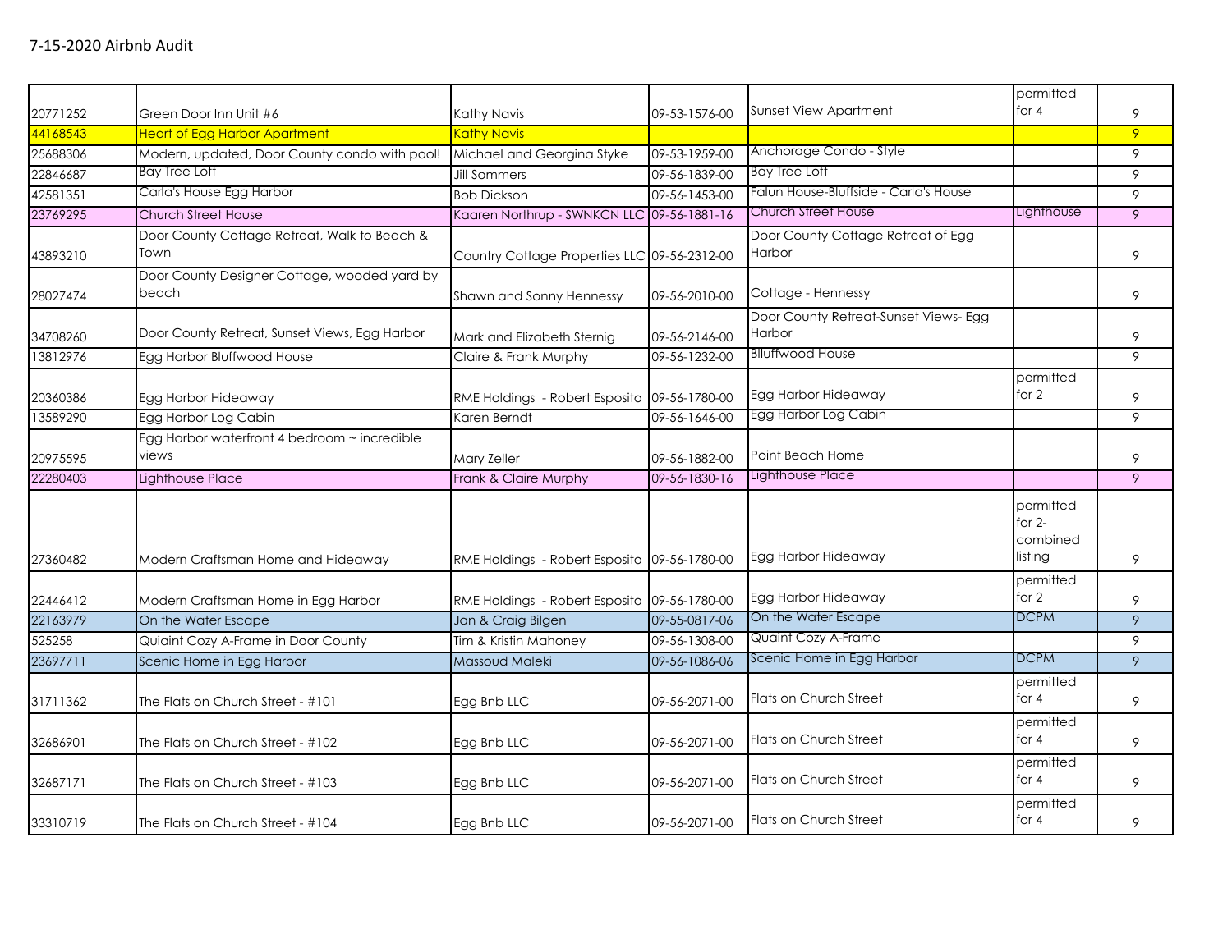## 7-15-2020 Airbnb Audit

| | | | | | | |
|---|---|---|---|---|---|---|
| 20771252 | Green Door Inn Unit #6 | Kathy Navis | 09-53-1576-00 | Sunset View Apartment | permitted for 4 | 9 |
| 44168543 | Heart of Egg Harbor Apartment | Kathy Navis | | | | 9 |
| 25688306 | Modern, updated, Door County condo with pool! | Michael and Georgina Styke | 09-53-1959-00 | Anchorage Condo - Style | | 9 |
| 22846687 | Bay Tree Loft | Jill Sommers | 09-56-1839-00 | Bay Tree Loft | | 9 |
| 42581351 | Carla's House Egg Harbor | Bob Dickson | 09-56-1453-00 | Falun House-Bluffside - Carla's House | | 9 |
| 23769295 | Church Street House | Kaaren Northrup - SWNKCN LLC | 09-56-1881-16 | Church Street House | Lighthouse | 9 |
| 43893210 | Door County Cottage Retreat, Walk to Beach & Town | Country Cottage Properties LLC | 09-56-2312-00 | Door County Cottage Retreat of Egg Harbor | | 9 |
| 28027474 | Door County Designer Cottage, wooded yard by beach | Shawn and Sonny Hennessy | 09-56-2010-00 | Cottage - Hennessy | | 9 |
| 34708260 | Door County Retreat, Sunset Views, Egg Harbor | Mark and Elizabeth Sternig | 09-56-2146-00 | Door County Retreat-Sunset Views- Egg Harbor | | 9 |
| 13812976 | Egg Harbor Bluffwood House | Claire & Frank Murphy | 09-56-1232-00 | Blluffwood House | | 9 |
| 20360386 | Egg Harbor Hideaway | RME Holdings - Robert Esposito | 09-56-1780-00 | Egg Harbor Hideaway | permitted for 2 | 9 |
| 13589290 | Egg Harbor Log Cabin | Karen Berndt | 09-56-1646-00 | Egg Harbor Log Cabin | | 9 |
| 20975595 | Egg Harbor waterfront 4 bedroom ~ incredible views | Mary Zeller | 09-56-1882-00 | Point Beach Home | | 9 |
| 22280403 | Lighthouse Place | Frank & Claire Murphy | 09-56-1830-16 | Lighthouse Place | | 9 |
| 27360482 | Modern Craftsman Home and Hideaway | RME Holdings - Robert Esposito | 09-56-1780-00 | Egg Harbor Hideaway | permitted for 2- combined listing | 9 |
| 22446412 | Modern Craftsman Home in Egg Harbor | RME Holdings - Robert Esposito | 09-56-1780-00 | Egg Harbor Hideaway | permitted for 2 | 9 |
| 22163979 | On the Water Escape | Jan & Craig Bilgen | 09-55-0817-06 | On the Water Escape | DCPM | 9 |
| 525258 | Quiaint Cozy A-Frame in Door County | Tim & Kristin Mahoney | 09-56-1308-00 | Quaint Cozy A-Frame | | 9 |
| 23697711 | Scenic Home in Egg Harbor | Massoud Maleki | 09-56-1086-06 | Scenic Home in Egg Harbor | DCPM | 9 |
| 31711362 | The Flats on Church Street - #101 | Egg Bnb LLC | 09-56-2071-00 | Flats on Church Street | permitted for 4 | 9 |
| 32686901 | The Flats on Church Street - #102 | Egg Bnb LLC | 09-56-2071-00 | Flats on Church Street | permitted for 4 | 9 |
| 32687171 | The Flats on Church Street - #103 | Egg Bnb LLC | 09-56-2071-00 | Flats on Church Street | permitted for 4 | 9 |
| 33310719 | The Flats on Church Street - #104 | Egg Bnb LLC | 09-56-2071-00 | Flats on Church Street | permitted for 4 | 9 |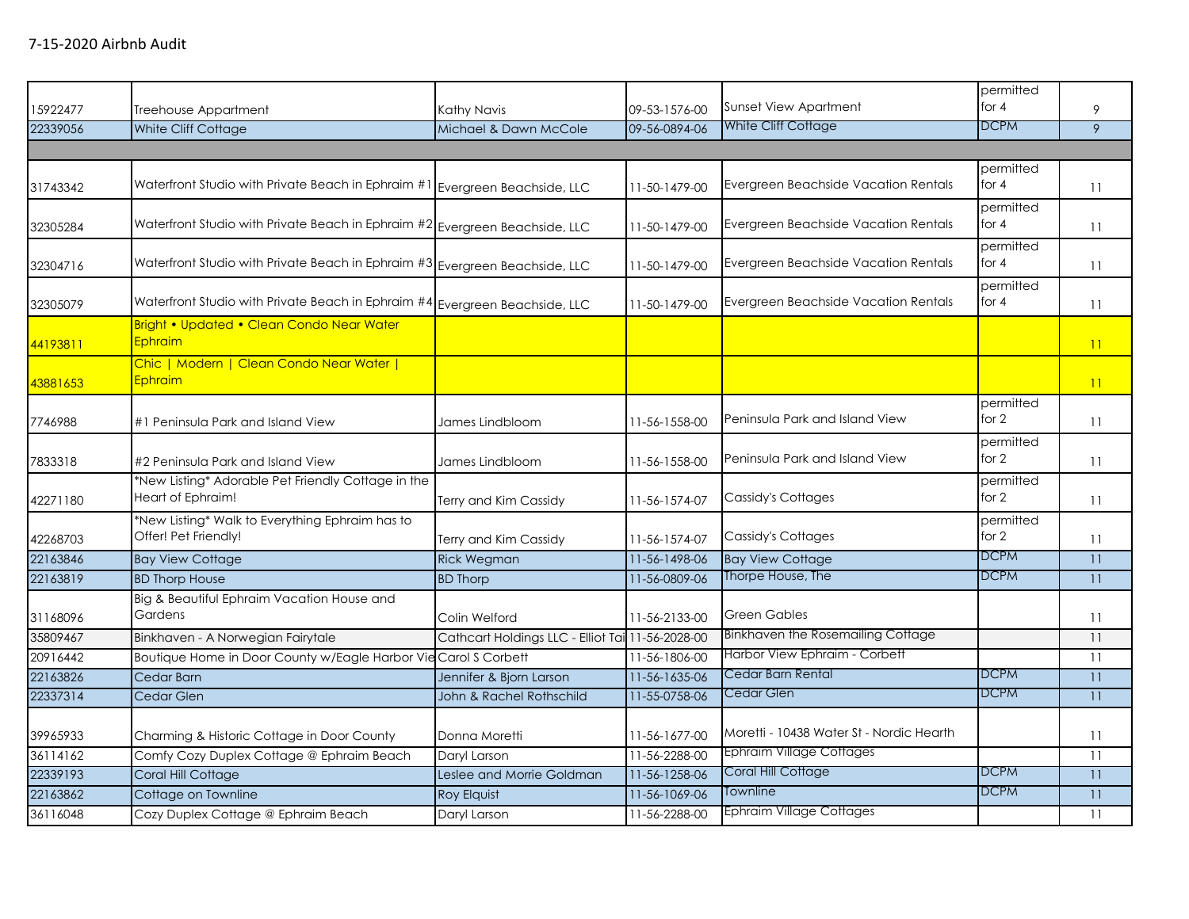7-15-2020 Airbnb Audit

| | | | | | | |
|---|---|---|---|---|---|---|
| 15922477 | Treehouse Appartment | Kathy Navis | 09-53-1576-00 | Sunset View Apartment | permitted for 4 | 9 |
| 22339056 | White Cliff Cottage | Michael & Dawn McCole | 09-56-0894-06 | White Cliff Cottage | DCPM | 9 |
| | | | | | | |
| 31743342 | Waterfront Studio with Private Beach in Ephraim #1 | Evergreen Beachside, LLC | 11-50-1479-00 | Evergreen Beachside Vacation Rentals | permitted for 4 | 11 |
| 32305284 | Waterfront Studio with Private Beach in Ephraim #2 | Evergreen Beachside, LLC | 11-50-1479-00 | Evergreen Beachside Vacation Rentals | permitted for 4 | 11 |
| 32304716 | Waterfront Studio with Private Beach in Ephraim #3 | Evergreen Beachside, LLC | 11-50-1479-00 | Evergreen Beachside Vacation Rentals | permitted for 4 | 11 |
| 32305079 | Waterfront Studio with Private Beach in Ephraim #4 | Evergreen Beachside, LLC | 11-50-1479-00 | Evergreen Beachside Vacation Rentals | permitted for 4 | 11 |
| 44193811 | Bright • Updated • Clean Condo Near Water Ephraim | | | | | 11 |
| 43881653 | Chic \| Modern \| Clean Condo Near Water \| Ephraim | | | | | 11 |
| 7746988 | #1 Peninsula Park and Island View | James Lindbloom | 11-56-1558-00 | Peninsula Park and Island View | permitted for 2 | 11 |
| 7833318 | #2 Peninsula Park and Island View | James Lindbloom | 11-56-1558-00 | Peninsula Park and Island View | permitted for 2 | 11 |
| 42271180 | *New Listing* Adorable Pet Friendly Cottage in the Heart of Ephraim! | Terry and Kim Cassidy | 11-56-1574-07 | Cassidy's Cottages | permitted for 2 | 11 |
| 42268703 | *New Listing* Walk to Everything Ephraim has to Offer! Pet Friendly! | Terry and Kim Cassidy | 11-56-1574-07 | Cassidy's Cottages | permitted for 2 | 11 |
| 22163846 | Bay View Cottage | Rick Wegman | 11-56-1498-06 | Bay View Cottage | DCPM | 11 |
| 22163819 | BD Thorp House | BD Thorp | 11-56-0809-06 | Thorpe House, The | DCPM | 11 |
| 31168096 | Big & Beautiful Ephraim Vacation House and Gardens | Colin Welford | 11-56-2133-00 | Green Gables | | 11 |
| 35809467 | Binkhaven - A Norwegian Fairytale | Cathcart Holdings LLC - Elliot Tai | 11-56-2028-00 | Binkhaven the Rosemailing Cottage | | 11 |
| 20916442 | Boutique Home in Door County w/Eagle Harbor Vie | Carol S Corbett | 11-56-1806-00 | Harbor View Ephraim - Corbett | | 11 |
| 22163826 | Cedar Barn | Jennifer & Bjorn Larson | 11-56-1635-06 | Cedar Barn Rental | DCPM | 11 |
| 22337314 | Cedar Glen | John & Rachel Rothschild | 11-55-0758-06 | Cedar Glen | DCPM | 11 |
| 39965933 | Charming & Historic Cottage in Door County | Donna Moretti | 11-56-1677-00 | Moretti - 10438 Water St - Nordic Hearth | | 11 |
| 36114162 | Comfy Cozy Duplex Cottage @ Ephraim Beach | Daryl Larson | 11-56-2288-00 | Ephraim Village Cottages | | 11 |
| 22339193 | Coral Hill Cottage | Leslee and Morrie Goldman | 11-56-1258-06 | Coral Hill Cottage | DCPM | 11 |
| 22163862 | Cottage on Townline | Roy Elquist | 11-56-1069-06 | Townline | DCPM | 11 |
| 36116048 | Cozy Duplex Cottage @ Ephraim Beach | Daryl Larson | 11-56-2288-00 | Ephraim Village Cottages | | 11 |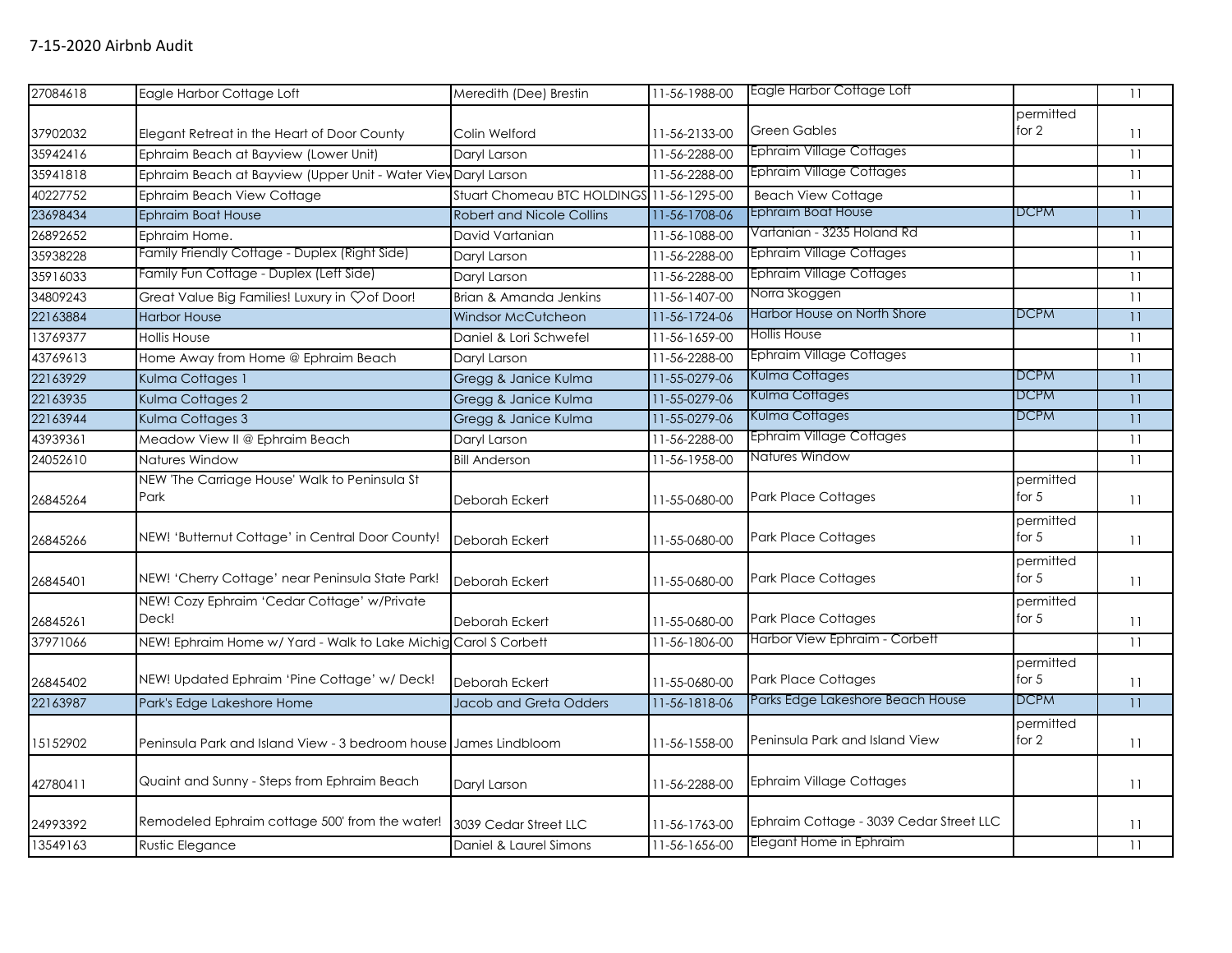7-15-2020 Airbnb Audit

| | | | | | | |
|---|---|---|---|---|---|---|
| 27084618 | Eagle Harbor Cottage Loft | Meredith (Dee) Brestin | 11-56-1988-00 | Eagle Harbor Cottage Loft | | 11 |
| 37902032 | Elegant Retreat in the Heart of Door County | Colin Welford | 11-56-2133-00 | Green Gables | permitted for 2 | 11 |
| 35942416 | Ephraim Beach at Bayview (Lower Unit) | Daryl Larson | 11-56-2288-00 | Ephraim Village Cottages | | 11 |
| 35941818 | Ephraim Beach at Bayview (Upper Unit - Water View | Daryl Larson | 11-56-2288-00 | Ephraim Village Cottages | | 11 |
| 40227752 | Ephraim Beach View Cottage | Stuart Chomeau BTC HOLDINGS | 11-56-1295-00 | Beach View Cottage | | 11 |
| 23698434 | Ephraim Boat House | Robert and Nicole Collins | 11-56-1708-06 | Ephraim Boat House | DCPM | 11 |
| 26892652 | Ephraim Home. | David Vartanian | 11-56-1088-00 | Vartanian - 3235 Holand Rd | | 11 |
| 35938228 | Family Friendly Cottage - Duplex (Right Side) | Daryl Larson | 11-56-2288-00 | Ephraim Village Cottages | | 11 |
| 35916033 | Family Fun Cottage - Duplex (Left Side) | Daryl Larson | 11-56-2288-00 | Ephraim Village Cottages | | 11 |
| 34809243 | Great Value Big Families! Luxury in ♡of Door! | Brian & Amanda Jenkins | 11-56-1407-00 | Norra Skoggen | | 11 |
| 22163884 | Harbor House | Windsor McCutcheon | 11-56-1724-06 | Harbor House on North Shore | DCPM | 11 |
| 13769377 | Hollis House | Daniel & Lori Schwefel | 11-56-1659-00 | Hollis House | | 11 |
| 43769613 | Home Away from Home @ Ephraim Beach | Daryl Larson | 11-56-2288-00 | Ephraim Village Cottages | | 11 |
| 22163929 | Kulma Cottages 1 | Gregg & Janice Kulma | 11-55-0279-06 | Kulma Cottages | DCPM | 11 |
| 22163935 | Kulma Cottages 2 | Gregg & Janice Kulma | 11-55-0279-06 | Kulma Cottages | DCPM | 11 |
| 22163944 | Kulma Cottages 3 | Gregg & Janice Kulma | 11-55-0279-06 | Kulma Cottages | DCPM | 11 |
| 43939361 | Meadow View II @ Ephraim Beach | Daryl Larson | 11-56-2288-00 | Ephraim Village Cottages | | 11 |
| 24052610 | Natures Window | Bill Anderson | 11-56-1958-00 | Natures Window | | 11 |
| 26845264 | NEW 'The Carriage House' Walk to Peninsula St Park | Deborah Eckert | 11-55-0680-00 | Park Place Cottages | permitted for 5 | 11 |
| 26845266 | NEW! 'Butternut Cottage' in Central Door County! | Deborah Eckert | 11-55-0680-00 | Park Place Cottages | permitted for 5 | 11 |
| 26845401 | NEW! 'Cherry Cottage' near Peninsula State Park! | Deborah Eckert | 11-55-0680-00 | Park Place Cottages | permitted for 5 | 11 |
| 26845261 | NEW! Cozy Ephraim 'Cedar Cottage' w/Private Deck! | Deborah Eckert | 11-55-0680-00 | Park Place Cottages | permitted for 5 | 11 |
| 37971066 | NEW! Ephraim Home w/ Yard - Walk to Lake Michig | Carol S Corbett | 11-56-1806-00 | Harbor View Ephraim - Corbett | | 11 |
| 26845402 | NEW! Updated Ephraim 'Pine Cottage' w/ Deck! | Deborah Eckert | 11-55-0680-00 | Park Place Cottages | permitted for 5 | 11 |
| 22163987 | Park's Edge Lakeshore Home | Jacob and Greta Odders | 11-56-1818-06 | Parks Edge Lakeshore Beach House | DCPM | 11 |
| 15152902 | Peninsula Park and Island View - 3 bedroom house | James Lindbloom | 11-56-1558-00 | Peninsula Park and Island View | permitted for 2 | 11 |
| 42780411 | Quaint and Sunny - Steps from Ephraim Beach | Daryl Larson | 11-56-2288-00 | Ephraim Village Cottages | | 11 |
| 24993392 | Remodeled Ephraim cottage 500' from the water! | 3039 Cedar Street LLC | 11-56-1763-00 | Ephraim Cottage - 3039 Cedar Street LLC | | 11 |
| 13549163 | Rustic Elegance | Daniel & Laurel Simons | 11-56-1656-00 | Elegant Home in Ephraim | | 11 |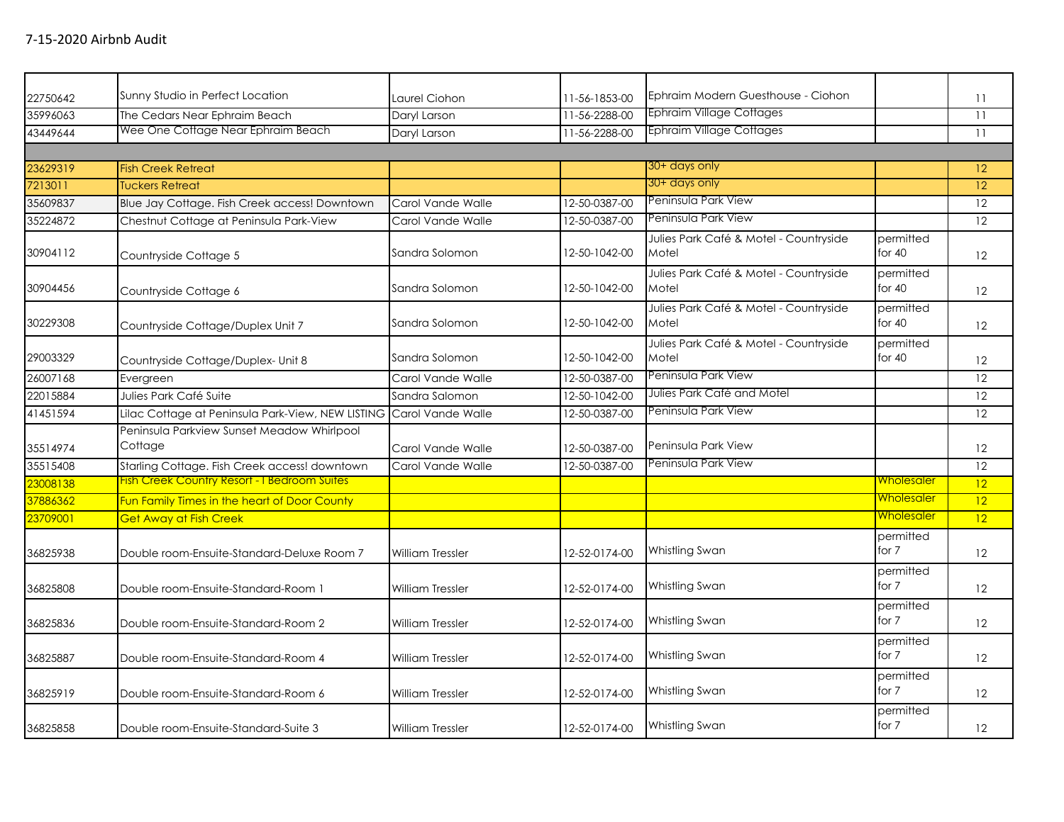# 7-15-2020 Airbnb Audit

| | | | | | | |
|---|---|---|---|---|---|---|
| 22750642 | Sunny Studio in Perfect Location | Laurel Ciohon | 11-56-1853-00 | Ephraim Modern Guesthouse - Ciohon | | 11 |
| 35996063 | The Cedars Near Ephraim Beach | Daryl Larson | 11-56-2288-00 | Ephraim Village Cottages | | 11 |
| 43449644 | Wee One Cottage Near Ephraim Beach | Daryl Larson | 11-56-2288-00 | Ephraim Village Cottages | | 11 |
| | | | | | | |
| 23629319 | Fish Creek Retreat | | | 30+ days only | | 12 |
| 7213011 | Tuckers Retreat | | | 30+ days only | | 12 |
| 35609837 | Blue Jay Cottage. Fish Creek access! Downtown | Carol Vande Walle | 12-50-0387-00 | Peninsula Park View | | 12 |
| 35224872 | Chestnut Cottage at Peninsula Park-View | Carol Vande Walle | 12-50-0387-00 | Peninsula Park View | | 12 |
| 30904112 | Countryside Cottage 5 | Sandra Solomon | 12-50-1042-00 | Julies Park Café & Motel - Countryside Motel | permitted for 40 | 12 |
| 30904456 | Countryside Cottage 6 | Sandra Solomon | 12-50-1042-00 | Julies Park Café & Motel - Countryside Motel | permitted for 40 | 12 |
| 30229308 | Countryside Cottage/Duplex Unit 7 | Sandra Solomon | 12-50-1042-00 | Julies Park Café & Motel - Countryside Motel | permitted for 40 | 12 |
| 29003329 | Countryside Cottage/Duplex- Unit 8 | Sandra Solomon | 12-50-1042-00 | Julies Park Café & Motel - Countryside Motel | permitted for 40 | 12 |
| 26007168 | Evergreen | Carol Vande Walle | 12-50-0387-00 | Peninsula Park View | | 12 |
| 22015884 | Julies Park Café Suite | Sandra Salomon | 12-50-1042-00 | Julies Park Café and Motel | | 12 |
| 41451594 | Lilac Cottage at Peninsula Park-View, NEW LISTING | Carol Vande Walle | 12-50-0387-00 | Peninsula Park View | | 12 |
| 35514974 | Peninsula Parkview Sunset Meadow Whirlpool Cottage | Carol Vande Walle | 12-50-0387-00 | Peninsula Park View | | 12 |
| 35515408 | Starling Cottage. Fish Creek access! downtown | Carol Vande Walle | 12-50-0387-00 | Peninsula Park View | | 12 |
| 23008138 | Fish Creek Country Resort - 1 Bedroom Suites | | | | Wholesaler | 12 |
| 37886362 | Fun Family Times in the heart of Door County | | | | Wholesaler | 12 |
| 23709001 | Get Away at Fish Creek | | | | Wholesaler | 12 |
| 36825938 | Double room-Ensuite-Standard-Deluxe Room 7 | William Tressler | 12-52-0174-00 | Whistling Swan | permitted for 7 | 12 |
| 36825808 | Double room-Ensuite-Standard-Room 1 | William Tressler | 12-52-0174-00 | Whistling Swan | permitted for 7 | 12 |
| 36825836 | Double room-Ensuite-Standard-Room 2 | William Tressler | 12-52-0174-00 | Whistling Swan | permitted for 7 | 12 |
| 36825887 | Double room-Ensuite-Standard-Room 4 | William Tressler | 12-52-0174-00 | Whistling Swan | permitted for 7 | 12 |
| 36825919 | Double room-Ensuite-Standard-Room 6 | William Tressler | 12-52-0174-00 | Whistling Swan | permitted for 7 | 12 |
| 36825858 | Double room-Ensuite-Standard-Suite 3 | William Tressler | 12-52-0174-00 | Whistling Swan | permitted for 7 | 12 |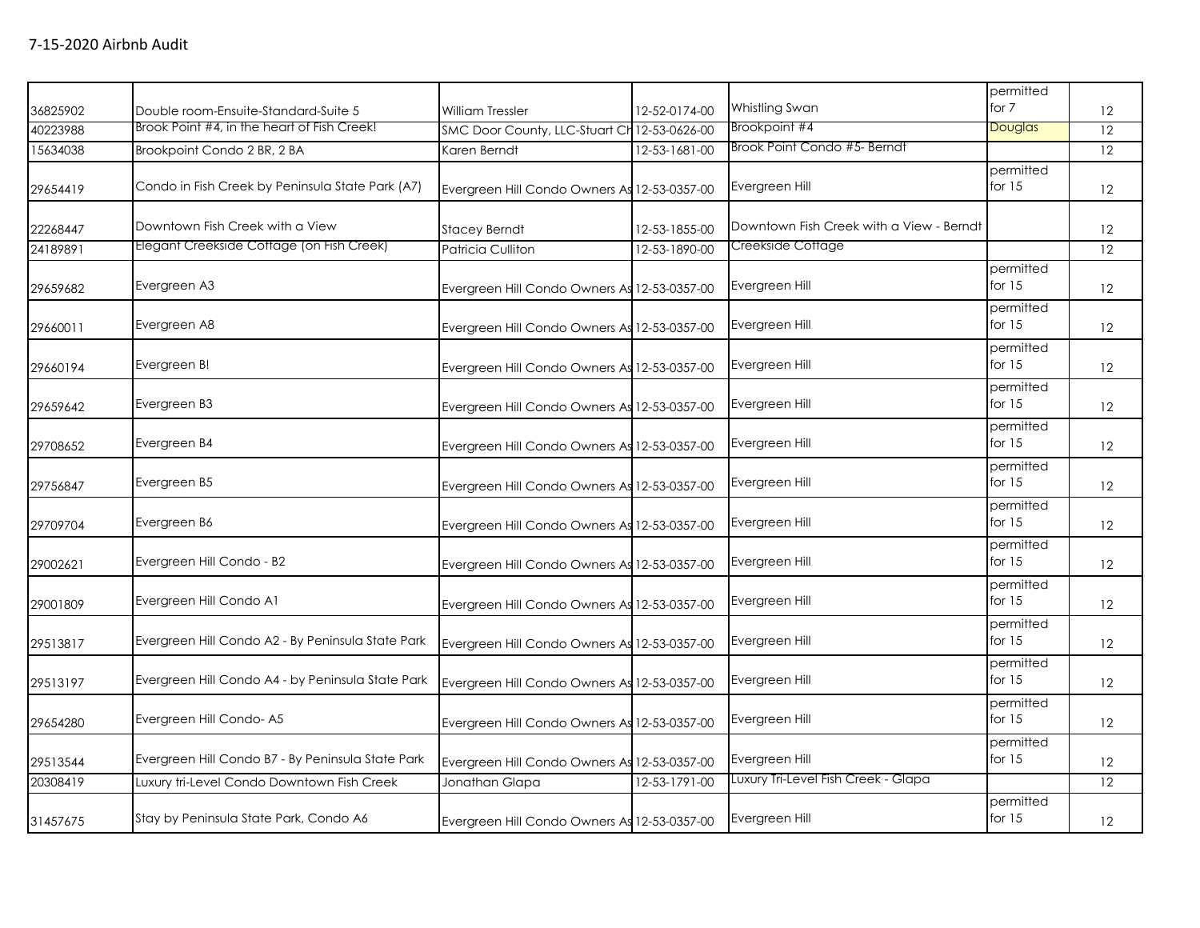## 7-15-2020 Airbnb Audit

| | | | | | | |
|---|---|---|---|---|---|---|
| 36825902 | Double room-Ensuite-Standard-Suite 5 | William Tressler | 12-52-0174-00 | Whistling Swan | permitted for 7 | 12 |
| 40223988 | Brook Point #4, in the heart of Fish Creek! | SMC Door County, LLC-Stuart Ch | 12-53-0626-00 | Brookpoint #4 | Douglas | 12 |
| 15634038 | Brookpoint Condo 2 BR, 2 BA | Karen Berndt | 12-53-1681-00 | Brook Point Condo #5- Berndt | | 12 |
| 29654419 | Condo in Fish Creek by Peninsula State Park (A7) | Evergreen Hill Condo Owners As | 12-53-0357-00 | Evergreen Hill | permitted for 15 | 12 |
| 22268447 | Downtown Fish Creek with a View | Stacey Berndt | 12-53-1855-00 | Downtown Fish Creek with a View - Berndt | | 12 |
| 24189891 | Elegant Creekside Cottage (on Fish Creek) | Patricia Culliton | 12-53-1890-00 | Creekside Cottage | | 12 |
| 29659682 | Evergreen A3 | Evergreen Hill Condo Owners As | 12-53-0357-00 | Evergreen Hill | permitted for 15 | 12 |
| 29660011 | Evergreen A8 | Evergreen Hill Condo Owners As | 12-53-0357-00 | Evergreen Hill | permitted for 15 | 12 |
| 29660194 | Evergreen B! | Evergreen Hill Condo Owners As | 12-53-0357-00 | Evergreen Hill | permitted for 15 | 12 |
| 29659642 | Evergreen B3 | Evergreen Hill Condo Owners As | 12-53-0357-00 | Evergreen Hill | permitted for 15 | 12 |
| 29708652 | Evergreen B4 | Evergreen Hill Condo Owners As | 12-53-0357-00 | Evergreen Hill | permitted for 15 | 12 |
| 29756847 | Evergreen B5 | Evergreen Hill Condo Owners As | 12-53-0357-00 | Evergreen Hill | permitted for 15 | 12 |
| 29709704 | Evergreen B6 | Evergreen Hill Condo Owners As | 12-53-0357-00 | Evergreen Hill | permitted for 15 | 12 |
| 29002621 | Evergreen Hill Condo - B2 | Evergreen Hill Condo Owners As | 12-53-0357-00 | Evergreen Hill | permitted for 15 | 12 |
| 29001809 | Evergreen Hill Condo A1 | Evergreen Hill Condo Owners As | 12-53-0357-00 | Evergreen Hill | permitted for 15 | 12 |
| 29513817 | Evergreen Hill Condo A2 - By Peninsula State Park | Evergreen Hill Condo Owners As | 12-53-0357-00 | Evergreen Hill | permitted for 15 | 12 |
| 29513197 | Evergreen Hill Condo A4 - by Peninsula State Park | Evergreen Hill Condo Owners As | 12-53-0357-00 | Evergreen Hill | permitted for 15 | 12 |
| 29654280 | Evergreen Hill Condo- A5 | Evergreen Hill Condo Owners As | 12-53-0357-00 | Evergreen Hill | permitted for 15 | 12 |
| 29513544 | Evergreen Hill Condo B7 - By Peninsula State Park | Evergreen Hill Condo Owners As | 12-53-0357-00 | Evergreen Hill | permitted for 15 | 12 |
| 20308419 | Luxury tri-Level Condo Downtown Fish Creek | Jonathan Glapa | 12-53-1791-00 | Luxury Tri-Level Fish Creek - Glapa | | 12 |
| 31457675 | Stay by Peninsula State Park, Condo A6 | Evergreen Hill Condo Owners As | 12-53-0357-00 | Evergreen Hill | permitted for 15 | 12 |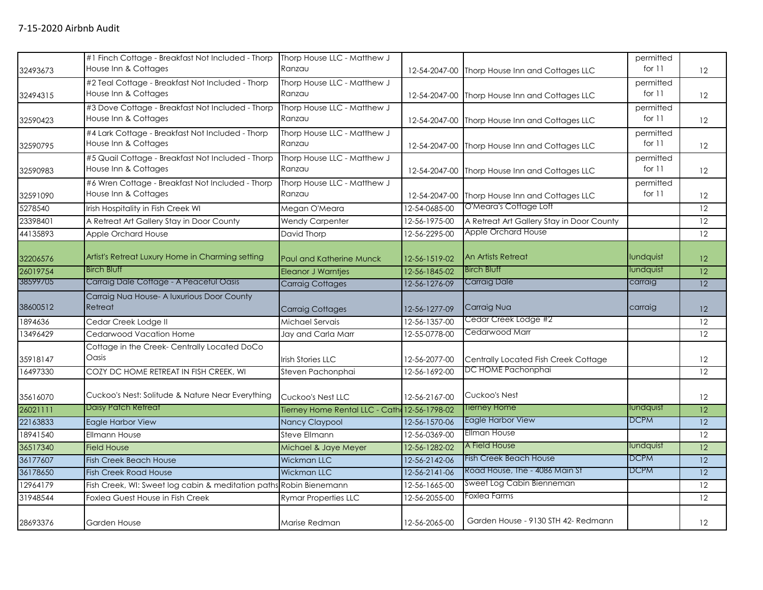## 7-15-2020 Airbnb Audit

| | | | | | | |
|---|---|---|---|---|---|---|
| 32493673 | #1 Finch Cottage - Breakfast Not Included - Thorp House Inn & Cottages | Thorp House LLC - Matthew J Ranzau | 12-54-2047-00 | Thorp House Inn and Cottages LLC | permitted for 11 | 12 |
| 32494315 | #2 Teal Cottage - Breakfast Not Included - Thorp House Inn & Cottages | Thorp House LLC - Matthew J Ranzau | 12-54-2047-00 | Thorp House Inn and Cottages LLC | permitted for 11 | 12 |
| 32590423 | #3 Dove Cottage - Breakfast Not Included - Thorp House Inn & Cottages | Thorp House LLC - Matthew J Ranzau | 12-54-2047-00 | Thorp House Inn and Cottages LLC | permitted for 11 | 12 |
| 32590795 | #4 Lark Cottage - Breakfast Not Included - Thorp House Inn & Cottages | Thorp House LLC - Matthew J Ranzau | 12-54-2047-00 | Thorp House Inn and Cottages LLC | permitted for 11 | 12 |
| 32590983 | #5 Quail Cottage - Breakfast Not Included - Thorp House Inn & Cottages | Thorp House LLC - Matthew J Ranzau | 12-54-2047-00 | Thorp House Inn and Cottages LLC | permitted for 11 | 12 |
| 32591090 | #6 Wren Cottage - Breakfast Not Included - Thorp House Inn & Cottages | Thorp House LLC - Matthew J Ranzau | 12-54-2047-00 | Thorp House Inn and Cottages LLC | permitted for 11 | 12 |
| 5278540 | Irish Hospitality in Fish Creek WI | Megan O'Meara | 12-54-0685-00 | O'Meara's Cottage Loft | | 12 |
| 23398401 | A Retreat Art Gallery Stay in Door County | Wendy Carpenter | 12-56-1975-00 | A Retreat Art Gallery Stay in Door County | | 12 |
| 44135893 | Apple Orchard House | David Thorp | 12-56-2295-00 | Apple Orchard House | | 12 |
| 32206576 | Artist's Retreat Luxury Home in Charming setting | Paul and Katherine Munck | 12-56-1519-02 | An Artists Retreat | lundquist | 12 |
| 26019754 | Birch Bluff | Eleanor J Warntjes | 12-56-1845-02 | Birch Bluff | lundquist | 12 |
| 38599705 | Carraig Dale Cottage - A Peaceful Oasis | Carraig Cottages | 12-56-1276-09 | Carraig Dale | carraig | 12 |
| 38600512 | Carraig Nua House- A luxurious Door County Retreat | Carraig Cottages | 12-56-1277-09 | Carraig Nua | carraig | 12 |
| 1894636 | Cedar Creek Lodge II | Michael Servais | 12-56-1357-00 | Cedar Creek Lodge #2 | | 12 |
| 13496429 | Cedarwood Vacation Home | Jay and Carla Marr | 12-55-0778-00 | Cedarwood Marr | | 12 |
| 35918147 | Cottage in the Creek- Centrally Located DoCo Oasis | Irish Stories LLC | 12-56-2077-00 | Centrally Located Fish Creek Cottage | | 12 |
| 16497330 | COZY DC HOME RETREAT IN FISH CREEK, WI | Steven Pachonphai | 12-56-1692-00 | DC HOME Pachonphai | | 12 |
| 35616070 | Cuckoo's Nest: Solitude & Nature Near Everything | Cuckoo's Nest LLC | 12-56-2167-00 | Cuckoo's Nest | | 12 |
| 26021111 | Daisy Patch Retreat | Tierney Home Rental LLC - Cath | 12-56-1798-02 | Tierney Home | lundquist | 12 |
| 22163833 | Eagle Harbor View | Nancy Claypool | 12-56-1570-06 | Eagle Harbor View | DCPM | 12 |
| 18941540 | Ellmann House | Steve Ellmann | 12-56-0369-00 | Ellman House | | 12 |
| 36517340 | Field House | Michael & Jaye Meyer | 12-56-1282-02 | A Field House | lundquist | 12 |
| 36177607 | Fish Creek Beach House | Wickman LLC | 12-56-2142-06 | Fish Creek Beach House | DCPM | 12 |
| 36178650 | Fish Creek Road House | Wickman LLC | 12-56-2141-06 | Road House, The - 4086 Main St | DCPM | 12 |
| 12964179 | Fish Creek, WI: Sweet log cabin & meditation paths | Robin Bienemann | 12-56-1665-00 | Sweet Log Cabin Bienneman | | 12 |
| 31948544 | Foxlea Guest House in Fish Creek | Rymar Properties LLC | 12-56-2055-00 | Foxlea Farms | | 12 |
| 28693376 | Garden House | Marise Redman | 12-56-2065-00 | Garden House - 9130 STH 42- Redmann | | 12 |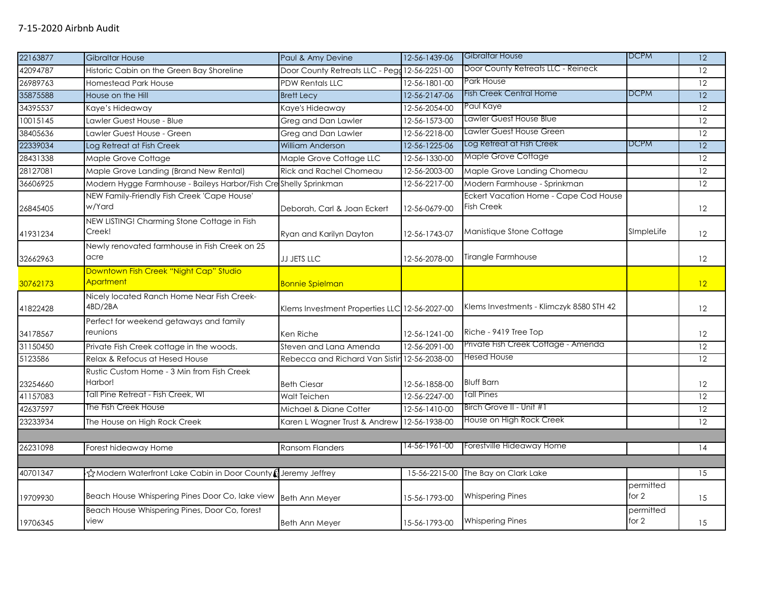# 7-15-2020 Airbnb Audit

| | | | | | | |
|---|---|---|---|---|---|---|
| 22163877 | Gibraltar House | Paul & Amy Devine | 12-56-1439-06 | Gibraltar House | DCPM | 12 |
| 42094787 | Historic Cabin on the Green Bay Shoreline | Door County Retreats LLC - Pegg | 12-56-2251-00 | Door County Retreats LLC - Reineck | | 12 |
| 26989763 | Homestead Park House | PDW Rentals LLC | 12-56-1801-00 | Park House | | 12 |
| 35875588 | House on the Hill | Brett Lecy | 12-56-2147-06 | Fish Creek Central Home | DCPM | 12 |
| 34395537 | Kaye's Hideaway | Kaye's Hideaway | 12-56-2054-00 | Paul Kaye | | 12 |
| 10015145 | Lawler Guest House - Blue | Greg and Dan Lawler | 12-56-1573-00 | Lawler Guest House Blue | | 12 |
| 38405636 | Lawler Guest House - Green | Greg and Dan Lawler | 12-56-2218-00 | Lawler Guest House Green | | 12 |
| 22339034 | Log Retreat at Fish Creek | William Anderson | 12-56-1225-06 | Log Retreat at Fish Creek | DCPM | 12 |
| 28431338 | Maple Grove Cottage | Maple Grove Cottage LLC | 12-56-1330-00 | Maple Grove Cottage | | 12 |
| 28127081 | Maple Grove Landing (Brand New Rental) | Rick and Rachel Chomeau | 12-56-2003-00 | Maple Grove Landing Chomeau | | 12 |
| 36606925 | Modern Hygge Farmhouse - Baileys Harbor/Fish Cre | Shelly Sprinkman | 12-56-2217-00 | Modern Farmhouse - Sprinkman | | 12 |
| 26845405 | NEW Family-Friendly Fish Creek 'Cape House' w/Yard | Deborah, Carl & Joan Eckert | 12-56-0679-00 | Eckert Vacation Home - Cape Cod House Fish Creek | | 12 |
| 41931234 | NEW LISTING! Charming Stone Cottage in Fish Creek! | Ryan and Karilyn Dayton | 12-56-1743-07 | Manistique Stone Cottage | SImpleLife | 12 |
| 32662963 | Newly renovated farmhouse in Fish Creek on 25 acre | JJ JETS LLC | 12-56-2078-00 | Tirangle Farmhouse | | 12 |
| 30762173 | Downtown Fish Creek "Night Cap" Studio Apartment | Bonnie Spielman | | | | 12 |
| 41822428 | Nicely located Ranch Home Near Fish Creek-4BD/2BA | Klems Investment Properties LLC | 12-56-2027-00 | Klems Investments - Klimczyk 8580 STH 42 | | 12 |
| 34178567 | Perfect for weekend getaways and family reunions | Ken Riche | 12-56-1241-00 | Riche - 9419 Tree Top | | 12 |
| 31150450 | Private Fish Creek cottage in the woods. | Steven and Lana Amenda | 12-56-2091-00 | Private Fish Creek Cottage - Amenda | | 12 |
| 5123586 | Relax & Refocus at Hesed House | Rebecca and Richard Van Sistin | 12-56-2038-00 | Hesed House | | 12 |
| 23254660 | Rustic Custom Home - 3 Min from Fish Creek Harbor! | Beth Ciesar | 12-56-1858-00 | Bluff Barn | | 12 |
| 41157083 | Tall Pine Retreat - Fish Creek, WI | Walt Teichen | 12-56-2247-00 | Tall Pines | | 12 |
| 42637597 | The Fish Creek House | Michael & Diane Cotter | 12-56-1410-00 | Birch Grove II - Unit #1 | | 12 |
| 23233934 | The House on High Rock Creek | Karen L Wagner Trust & Andrew | 12-56-1938-00 | House on High Rock Creek | | 12 |
| | | | | | | |
| 26231098 | Forest hideaway Home | Ransom Flanders | 14-56-1961-00 | Forestville Hideaway Home | | 14 |
| | | | | | | |
| 40701347 | ☆Modern Waterfront Lake Cabin in Door County | Jeremy Jeffrey | 15-56-2215-00 | The Bay on Clark Lake | | 15 |
| 19709930 | Beach House Whispering Pines Door Co, lake view | Beth Ann Meyer | 15-56-1793-00 | Whispering Pines | permitted for 2 | 15 |
| 19706345 | Beach House Whispering Pines, Door Co, forest view | Beth Ann Meyer | 15-56-1793-00 | Whispering Pines | permitted for 2 | 15 |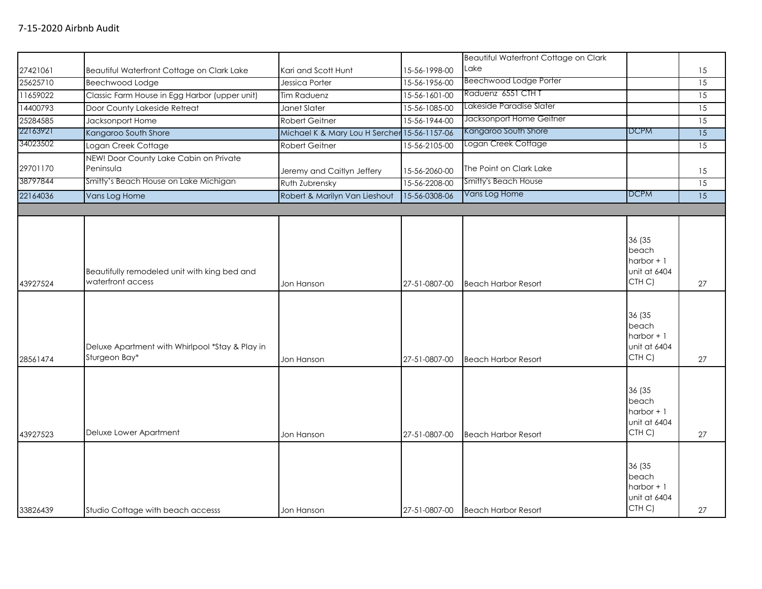## 7-15-2020 Airbnb Audit

| | | | | | | |
|---|---|---|---|---|---|---|
| 27421061 | Beautiful Waterfront Cottage on Clark Lake | Kari and Scott Hunt | 15-56-1998-00 | Beautiful Waterfront Cottage on Clark Lake | | 15 |
| 25625710 | Beechwood Lodge | Jessica Porter | 15-56-1956-00 | Beechwood Lodge Porter | | 15 |
| 11659022 | Classic Farm House in Egg Harbor (upper unit) | Tim Raduenz | 15-56-1601-00 | Raduenz 6551 CTH T | | 15 |
| 14400793 | Door County Lakeside Retreat | Janet Slater | 15-56-1085-00 | Lakeside Paradise Slater | | 15 |
| 25284585 | Jacksonport Home | Robert Geitner | 15-56-1944-00 | Jacksonport Home Geitner | | 15 |
| 22163921 | Kangaroo South Shore | Michael K & Mary Lou H Sercher | 15-56-1157-06 | Kangaroo South Shore | DCPM | 15 |
| 34023502 | Logan Creek Cottage | Robert Geitner | 15-56-2105-00 | Logan Creek Cottage | | 15 |
| 29701170 | NEW! Door County Lake Cabin on Private Peninsula | Jeremy and Caitlyn Jeffery | 15-56-2060-00 | The Point on Clark Lake | | 15 |
| 38797844 | Smitty's Beach House on Lake Michigan | Ruth Zubrensky | 15-56-2208-00 | Smitty's Beach House | | 15 |
| 22164036 | Vans Log Home | Robert & Marilyn Van Lieshout | 15-56-0308-06 | Vans Log Home | DCPM | 15 |
| | | | | | | |
| 43927524 | Beautifully remodeled unit with king bed and waterfront access | Jon Hanson | 27-51-0807-00 | Beach Harbor Resort | 36 (35 beach harbor + 1 unit at 6404 CTH C) | 27 |
| 28561474 | Deluxe Apartment with Whirlpool *Stay & Play in Sturgeon Bay* | Jon Hanson | 27-51-0807-00 | Beach Harbor Resort | 36 (35 beach harbor + 1 unit at 6404 CTH C) | 27 |
| 43927523 | Deluxe Lower Apartment | Jon Hanson | 27-51-0807-00 | Beach Harbor Resort | 36 (35 beach harbor + 1 unit at 6404 CTH C) | 27 |
| 33826439 | Studio Cottage with beach accesss | Jon Hanson | 27-51-0807-00 | Beach Harbor Resort | 36 (35 beach harbor + 1 unit at 6404 CTH C) | 27 |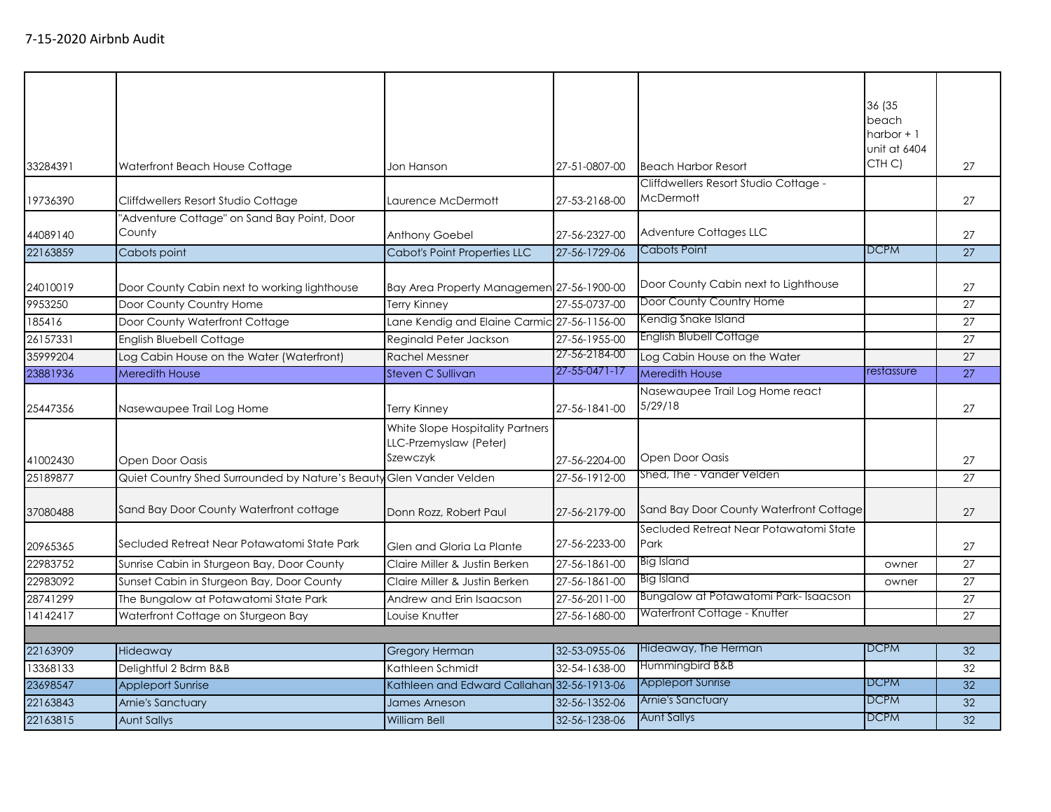7-15-2020 Airbnb Audit

| | | | | | | |
|---|---|---|---|---|---|---|
| 33284391 | Waterfront Beach House Cottage | Jon Hanson | 27-51-0807-00 | Beach Harbor Resort | 36 (35 beach harbor + 1 unit at 6404 CTH C) | 27 |
| 19736390 | Cliffdwellers Resort Studio Cottage | Laurence McDermott | 27-53-2168-00 | Cliffdwellers Resort Studio Cottage - McDermott | | 27 |
| 44089140 | "Adventure Cottage" on Sand Bay Point, Door County | Anthony Goebel | 27-56-2327-00 | Adventure Cottages LLC | | 27 |
| 22163859 | Cabots point | Cabot's Point Properties LLC | 27-56-1729-06 | Cabots Point | DCPM | 27 |
| 24010019 | Door County Cabin next to working lighthouse | Bay Area Property Managemen | 27-56-1900-00 | Door County Cabin next to Lighthouse | | 27 |
| 9953250 | Door County Country Home | Terry Kinney | 27-55-0737-00 | Door County Country Home | | 27 |
| 185416 | Door County Waterfront Cottage | Lane Kendig and Elaine Carmic | 27-56-1156-00 | Kendig Snake Island | | 27 |
| 26157331 | English Bluebell Cottage | Reginald Peter Jackson | 27-56-1955-00 | English Blubell Cottage | | 27 |
| 35999204 | Log Cabin House on the Water (Waterfront) | Rachel Messner | 27-56-2184-00 | Log Cabin House on the Water | | 27 |
| 23881936 | Meredith House | Steven C Sullivan | 27-55-0471-17 | Meredith House | restassure | 27 |
| 25447356 | Nasewaupee Trail Log Home | Terry Kinney | 27-56-1841-00 | Nasewaupee Trail Log Home react 5/29/18 | | 27 |
| 41002430 | Open Door Oasis | White Slope Hospitality Partners LLC-Przemyslaw (Peter) Szewczyk | 27-56-2204-00 | Open Door Oasis | | 27 |
| 25189877 | Quiet Country Shed Surrounded by Nature's Beauty | Glen Vander Velden | 27-56-1912-00 | Shed, The - Vander Velden | | 27 |
| 37080488 | Sand Bay Door County Waterfront cottage | Donn Rozz, Robert Paul | 27-56-2179-00 | Sand Bay Door County Waterfront Cottage | | 27 |
| 20965365 | Secluded Retreat Near Potawatomi State Park | Glen and Gloria La Plante | 27-56-2233-00 | Secluded Retreat Near Potawatomi State Park | | 27 |
| 22983752 | Sunrise Cabin in Sturgeon Bay, Door County | Claire Miller & Justin Berken | 27-56-1861-00 | Big Island | owner | 27 |
| 22983092 | Sunset Cabin in Sturgeon Bay, Door County | Claire Miller & Justin Berken | 27-56-1861-00 | Big Island | owner | 27 |
| 28741299 | The Bungalow at Potawatomi State Park | Andrew and Erin Isaacson | 27-56-2011-00 | Bungalow at Potawatomi Park- Isaacson | | 27 |
| 14142417 | Waterfront Cottage on Sturgeon Bay | Louise Knutter | 27-56-1680-00 | Waterfront Cottage - Knutter | | 27 |
| | | | | | | |
| 22163909 | Hideaway | Gregory Herman | 32-53-0955-06 | Hideaway, The Herman | DCPM | 32 |
| 13368133 | Delightful 2 Bdrm B&B | Kathleen Schmidt | 32-54-1638-00 | Hummingbird B&B | | 32 |
| 23698547 | Appleport Sunrise | Kathleen and Edward Callahan | 32-56-1913-06 | Appleport Sunrise | DCPM | 32 |
| 22163843 | Arnie's Sanctuary | James Arneson | 32-56-1352-06 | Arnie's Sanctuary | DCPM | 32 |
| 22163815 | Aunt Sallys | William Bell | 32-56-1238-06 | Aunt Sallys | DCPM | 32 |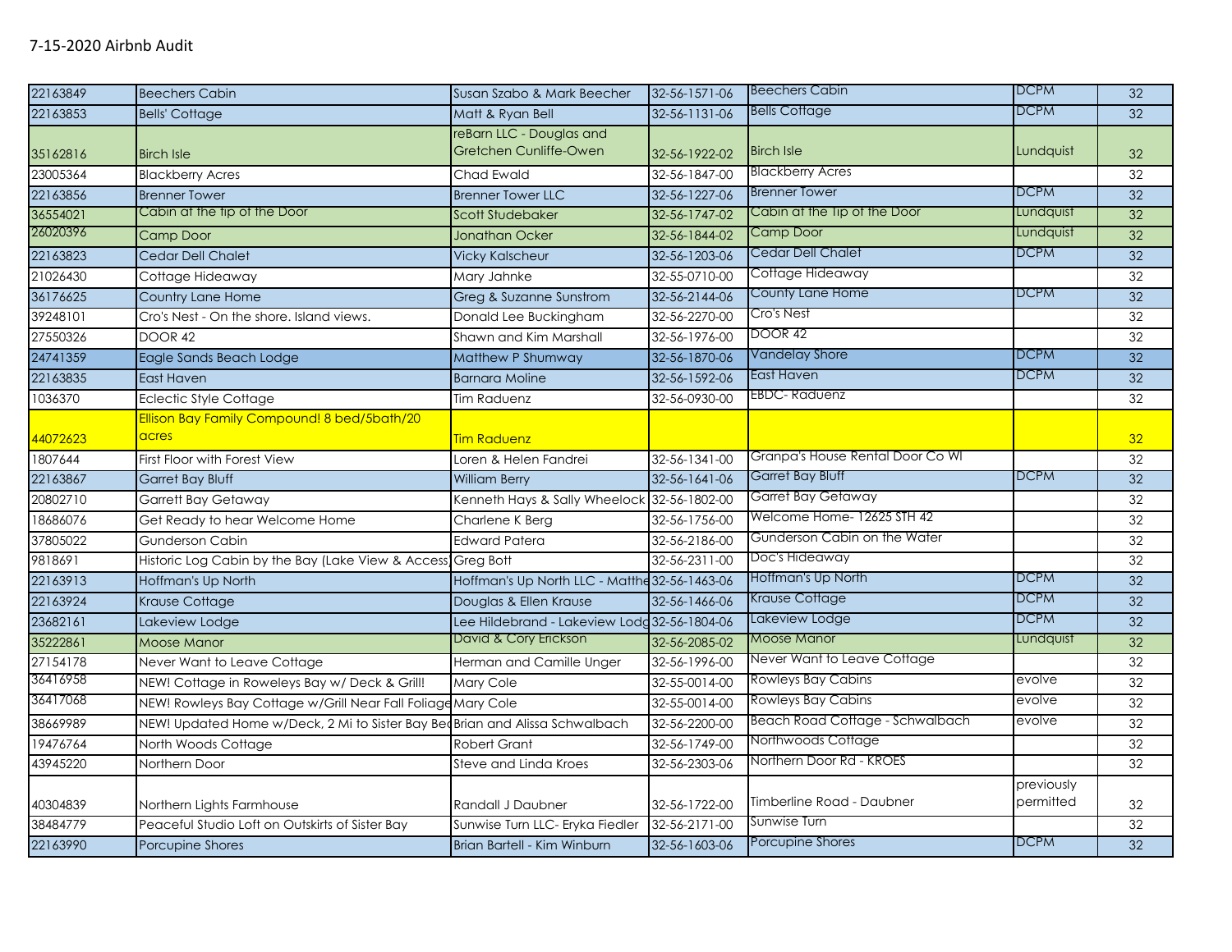7-15-2020 Airbnb Audit

| | | | | | | |
|---|---|---|---|---|---|---|
| 22163849 | Beechers Cabin | Susan Szabo & Mark Beecher | 32-56-1571-06 | Beechers Cabin | DCPM | 32 |
| 22163853 | Bells' Cottage | Matt & Ryan Bell | 32-56-1131-06 | Bells Cottage | DCPM | 32 |
| 35162816 | Birch Isle | reBarn LLC - Douglas and Gretchen Cunliffe-Owen | 32-56-1922-02 | Birch Isle | Lundquist | 32 |
| 23005364 | Blackberry Acres | Chad Ewald | 32-56-1847-00 | Blackberry Acres | | 32 |
| 22163856 | Brenner Tower | Brenner Tower LLC | 32-56-1227-06 | Brenner Tower | DCPM | 32 |
| 36554021 | Cabin at the tip of the Door | Scott Studebaker | 32-56-1747-02 | Cabin at the Tip of the Door | Lundquist | 32 |
| 26020396 | Camp Door | Jonathan Ocker | 32-56-1844-02 | Camp Door | Lundquist | 32 |
| 22163823 | Cedar Dell Chalet | Vicky Kalscheur | 32-56-1203-06 | Cedar Dell Chalet | DCPM | 32 |
| 21026430 | Cottage Hideaway | Mary Jahnke | 32-55-0710-00 | Cottage Hideaway | | 32 |
| 36176625 | Country Lane Home | Greg & Suzanne Sunstrom | 32-56-2144-06 | County Lane Home | DCPM | 32 |
| 39248101 | Cro's Nest - On the shore. Island views. | Donald Lee Buckingham | 32-56-2270-00 | Cro's Nest | | 32 |
| 27550326 | DOOR 42 | Shawn and Kim Marshall | 32-56-1976-00 | DOOR 42 | | 32 |
| 24741359 | Eagle Sands Beach Lodge | Matthew P Shumway | 32-56-1870-06 | Vandelay Shore | DCPM | 32 |
| 22163835 | East Haven | Barnara Moline | 32-56-1592-06 | East Haven | DCPM | 32 |
| 1036370 | Eclectic Style Cottage | Tim Raduenz | 32-56-0930-00 | EBDC- Raduenz | | 32 |
| 44072623 | Ellison Bay Family Compound! 8 bed/5bath/20 acres | Tim Raduenz | | | | 32 |
| 1807644 | First Floor with Forest View | Loren & Helen Fandrei | 32-56-1341-00 | Granpa's House Rental Door Co WI | | 32 |
| 22163867 | Garret Bay Bluff | William Berry | 32-56-1641-06 | Garret Bay Bluff | DCPM | 32 |
| 20802710 | Garrett Bay Getaway | Kenneth Hays & Sally Wheelock | 32-56-1802-00 | Garret Bay Getaway | | 32 |
| 18686076 | Get Ready to hear Welcome Home | Charlene K Berg | 32-56-1756-00 | Welcome Home- 12625 STH 42 | | 32 |
| 37805022 | Gunderson Cabin | Edward Patera | 32-56-2186-00 | Gunderson Cabin on the Water | | 32 |
| 9818691 | Historic Log Cabin by the Bay (Lake View & Access | Greg Bott | 32-56-2311-00 | Doc's Hideaway | | 32 |
| 22163913 | Hoffman's Up North | Hoffman's Up North LLC - Matthe | 32-56-1463-06 | Hoffman's Up North | DCPM | 32 |
| 22163924 | Krause Cottage | Douglas & Ellen Krause | 32-56-1466-06 | Krause Cottage | DCPM | 32 |
| 23682161 | Lakeview Lodge | Lee Hildebrand - Lakeview Lodg | 32-56-1804-06 | Lakeview Lodge | DCPM | 32 |
| 35222861 | Moose Manor | David & Cory Erickson | 32-56-2085-02 | Moose Manor | Lundquist | 32 |
| 27154178 | Never Want to Leave Cottage | Herman and Camille Unger | 32-56-1996-00 | Never Want to Leave Cottage | | 32 |
| 36416958 | NEW! Cottage in Roweleys Bay w/ Deck & Grill! | Mary Cole | 32-55-0014-00 | Rowleys Bay Cabins | evolve | 32 |
| 36417068 | NEW! Rowleys Bay Cottage w/Grill Near Fall Foliage | Mary Cole | 32-55-0014-00 | Rowleys Bay Cabins | evolve | 32 |
| 38669989 | NEW! Updated Home w/Deck, 2 Mi to Sister Bay Be | Brian and Alissa Schwalbach | 32-56-2200-00 | Beach Road Cottage - Schwalbach | evolve | 32 |
| 19476764 | North Woods Cottage | Robert Grant | 32-56-1749-00 | Northwoods Cottage | | 32 |
| 43945220 | Northern Door | Steve and Linda Kroes | 32-56-2303-06 | Northern Door Rd - KROES | | 32 |
| 40304839 | Northern Lights Farmhouse | Randall J Daubner | 32-56-1722-00 | Timberline Road - Daubner | previously permitted | 32 |
| 38484779 | Peaceful Studio Loft on Outskirts of Sister Bay | Sunwise Turn LLC- Eryka Fiedler | 32-56-2171-00 | Sunwise Turn | | 32 |
| 22163990 | Porcupine Shores | Brian Bartell - Kim Winburn | 32-56-1603-06 | Porcupine Shores | DCPM | 32 |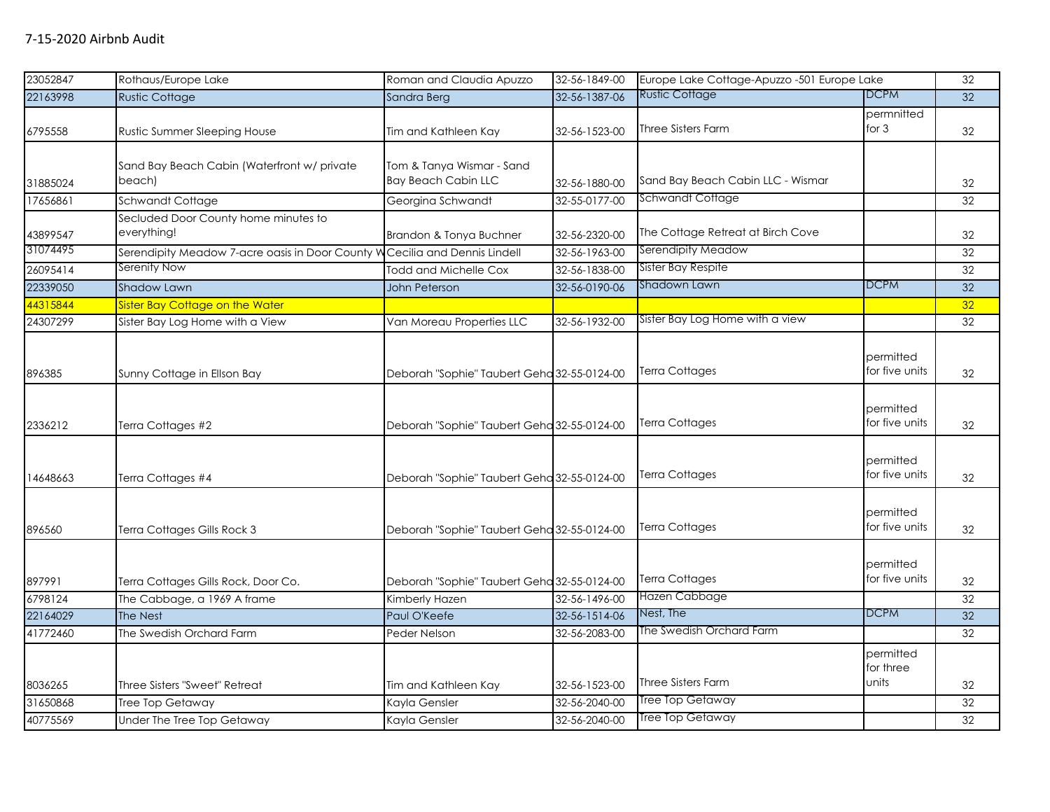7-15-2020 Airbnb Audit

| | | | | | | |
|---|---|---|---|---|---|---|
| 23052847 | Rothaus/Europe Lake | Roman and Claudia Apuzzo | 32-56-1849-00 | Europe Lake Cottage-Apuzzo -501 Europe Lake | | 32 |
| 22163998 | Rustic Cottage | Sandra Berg | 32-56-1387-06 | Rustic Cottage | DCPM | 32 |
| 6795558 | Rustic Summer Sleeping House | Tim and Kathleen Kay | 32-56-1523-00 | Three Sisters Farm | permnitted for 3 | 32 |
| 31885024 | Sand Bay Beach Cabin (Waterfront w/ private beach) | Tom & Tanya Wismar - Sand Bay Beach Cabin LLC | 32-56-1880-00 | Sand Bay Beach Cabin LLC - Wismar | | 32 |
| 17656861 | Schwandt Cottage | Georgina Schwandt | 32-55-0177-00 | Schwandt Cottage | | 32 |
| 43899547 | Secluded Door County home minutes to everything! | Brandon & Tonya Buchner | 32-56-2320-00 | The Cottage Retreat at Birch Cove | | 32 |
| 31074495 | Serendipity Meadow 7-acre oasis in Door County W | Cecilia and Dennis Lindell | 32-56-1963-00 | Serendipity Meadow | | 32 |
| 26095414 | Serenity Now | Todd and Michelle Cox | 32-56-1838-00 | Sister Bay Respite | | 32 |
| 22339050 | Shadow Lawn | John Peterson | 32-56-0190-06 | Shadown Lawn | DCPM | 32 |
| 44315844 | Sister Bay Cottage on the Water | | | | | 32 |
| 24307299 | Sister Bay Log Home with a View | Van Moreau Properties LLC | 32-56-1932-00 | Sister Bay Log Home with a view | | 32 |
| 896385 | Sunny Cottage in Ellson Bay | Deborah "Sophie" Taubert Geha | 32-55-0124-00 | Terra Cottages | permitted for five units | 32 |
| 2336212 | Terra Cottages #2 | Deborah "Sophie" Taubert Geha | 32-55-0124-00 | Terra Cottages | permitted for five units | 32 |
| 14648663 | Terra Cottages #4 | Deborah "Sophie" Taubert Geha | 32-55-0124-00 | Terra Cottages | permitted for five units | 32 |
| 896560 | Terra Cottages Gills Rock 3 | Deborah "Sophie" Taubert Geha | 32-55-0124-00 | Terra Cottages | permitted for five units | 32 |
| 897991 | Terra Cottages Gills Rock, Door Co. | Deborah "Sophie" Taubert Geha | 32-55-0124-00 | Terra Cottages | permitted for five units | 32 |
| 6798124 | The Cabbage, a 1969 A frame | Kimberly Hazen | 32-56-1496-00 | Hazen Cabbage | | 32 |
| 22164029 | The Nest | Paul O'Keefe | 32-56-1514-06 | Nest, The | DCPM | 32 |
| 41772460 | The Swedish Orchard Farm | Peder Nelson | 32-56-2083-00 | The Swedish Orchard Farm | | 32 |
| 8036265 | Three Sisters "Sweet" Retreat | Tim and Kathleen Kay | 32-56-1523-00 | Three Sisters Farm | permitted for three units | 32 |
| 31650868 | Tree Top Getaway | Kayla Gensler | 32-56-2040-00 | Tree Top Getaway | | 32 |
| 40775569 | Under The Tree Top Getaway | Kayla Gensler | 32-56-2040-00 | Tree Top Getaway | | 32 |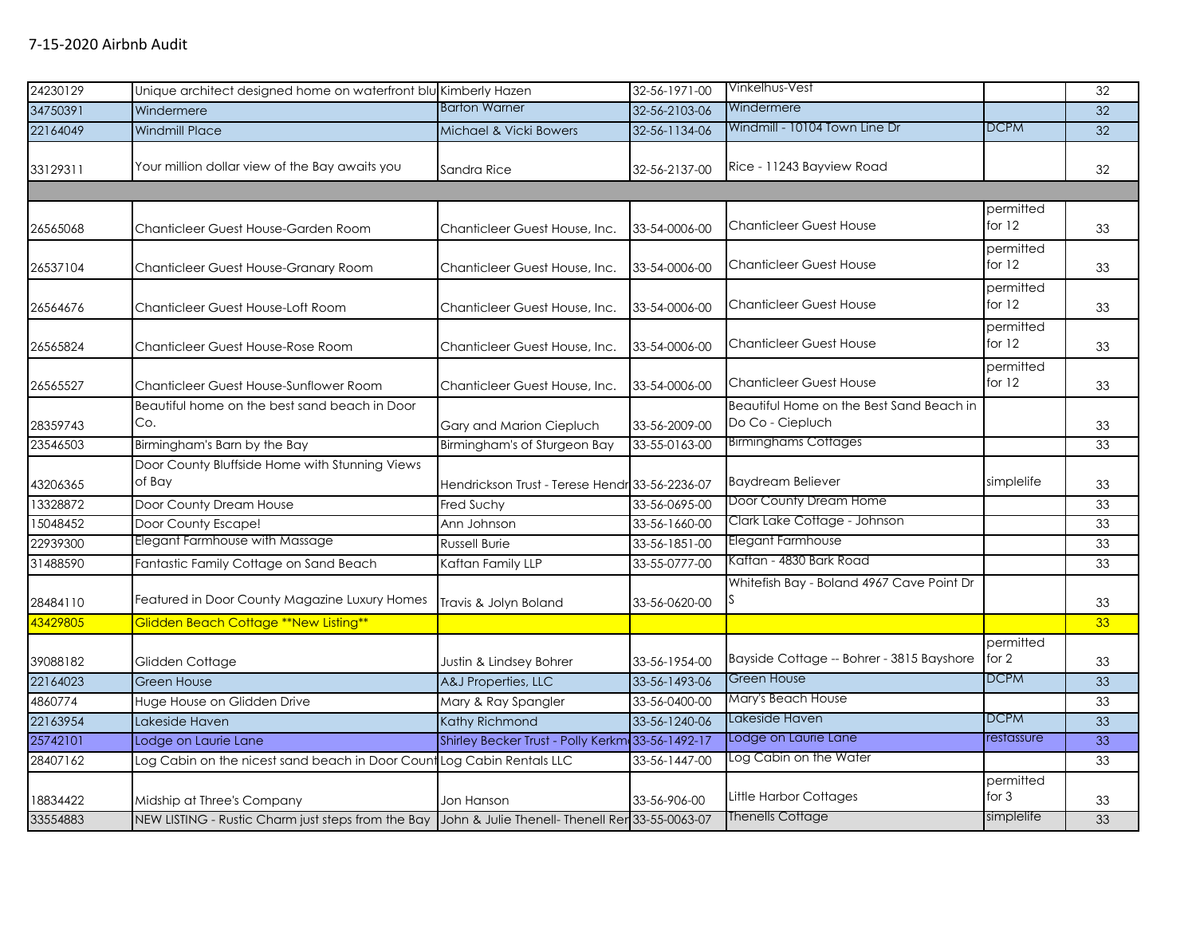# 7-15-2020 Airbnb Audit

| | | | | | | |
|---|---|---|---|---|---|---|
| 24230129 | Unique architect designed home on waterfront blu | Kimberly Hazen | 32-56-1971-00 | Vinkelhus-Vest | | 32 |
| 34750391 | Windermere | Barton Warner | 32-56-2103-06 | Windermere | | 32 |
| 22164049 | Windmill Place | Michael & Vicki Bowers | 32-56-1134-06 | Windmill - 10104 Town Line Dr | DCPM | 32 |
| 33129311 | Your million dollar view of the Bay awaits you | Sandra Rice | 32-56-2137-00 | Rice - 11243 Bayview Road | | 32 |
| | | | | | | |
| 26565068 | Chanticleer Guest House-Garden Room | Chanticleer Guest House, Inc. | 33-54-0006-00 | Chanticleer Guest House | permitted for 12 | 33 |
| 26537104 | Chanticleer Guest House-Granary Room | Chanticleer Guest House, Inc. | 33-54-0006-00 | Chanticleer Guest House | permitted for 12 | 33 |
| 26564676 | Chanticleer Guest House-Loft Room | Chanticleer Guest House, Inc. | 33-54-0006-00 | Chanticleer Guest House | permitted for 12 | 33 |
| 26565824 | Chanticleer Guest House-Rose Room | Chanticleer Guest House, Inc. | 33-54-0006-00 | Chanticleer Guest House | permitted for 12 | 33 |
| 26565527 | Chanticleer Guest House-Sunflower Room | Chanticleer Guest House, Inc. | 33-54-0006-00 | Chanticleer Guest House | permitted for 12 | 33 |
| 28359743 | Beautiful home on the best sand beach in Door Co. | Gary and Marion Ciepluch | 33-56-2009-00 | Beautiful Home on the Best Sand Beach in Do Co - Ciepluch | | 33 |
| 23546503 | Birmingham's Barn by the Bay | Birmingham's of Sturgeon Bay | 33-55-0163-00 | Birminghams Cottages | | 33 |
| 43206365 | Door County Bluffside Home with Stunning Views of Bay | Hendrickson Trust - Terese Hendr | 33-56-2236-07 | Baydream Believer | simplelife | 33 |
| 13328872 | Door County Dream House | Fred Suchy | 33-56-0695-00 | Door County Dream Home | | 33 |
| 15048452 | Door County Escape! | Ann Johnson | 33-56-1660-00 | Clark Lake Cottage - Johnson | | 33 |
| 22939300 | Elegant Farmhouse with Massage | Russell Burie | 33-56-1851-00 | Elegant Farmhouse | | 33 |
| 31488590 | Fantastic Family Cottage on Sand Beach | Kaftan Family LLP | 33-55-0777-00 | Kaftan - 4830 Bark Road | | 33 |
| 28484110 | Featured in Door County Magazine Luxury Homes | Travis & Jolyn Boland | 33-56-0620-00 | Whitefish Bay - Boland 4967 Cave Point Dr S | | 33 |
| 43429805 | Glidden Beach Cottage **New Listing** | | | | | 33 |
| 39088182 | Glidden Cottage | Justin & Lindsey Bohrer | 33-56-1954-00 | Bayside Cottage -- Bohrer - 3815 Bayshore | permitted for 2 | 33 |
| 22164023 | Green House | A&J Properties, LLC | 33-56-1493-06 | Green House | DCPM | 33 |
| 4860774 | Huge House on Glidden Drive | Mary & Ray Spangler | 33-56-0400-00 | Mary's Beach House | | 33 |
| 22163954 | Lakeside Haven | Kathy Richmond | 33-56-1240-06 | Lakeside Haven | DCPM | 33 |
| 25742101 | Lodge on Laurie Lane | Shirley Becker Trust - Polly Kerkm | 33-56-1492-17 | Lodge on Laurie Lane | restassure | 33 |
| 28407162 | Log Cabin on the nicest sand beach in Door Count | Log Cabin Rentals LLC | 33-56-1447-00 | Log Cabin on the Water | | 33 |
| 18834422 | Midship at Three's Company | Jon Hanson | 33-56-906-00 | Little Harbor Cottages | permitted for 3 | 33 |
| 33554883 | NEW LISTING - Rustic Charm just steps from the Bay | John & Julie Thenell- Thenell Ren | 33-55-0063-07 | Thenells Cottage | simplelife | 33 |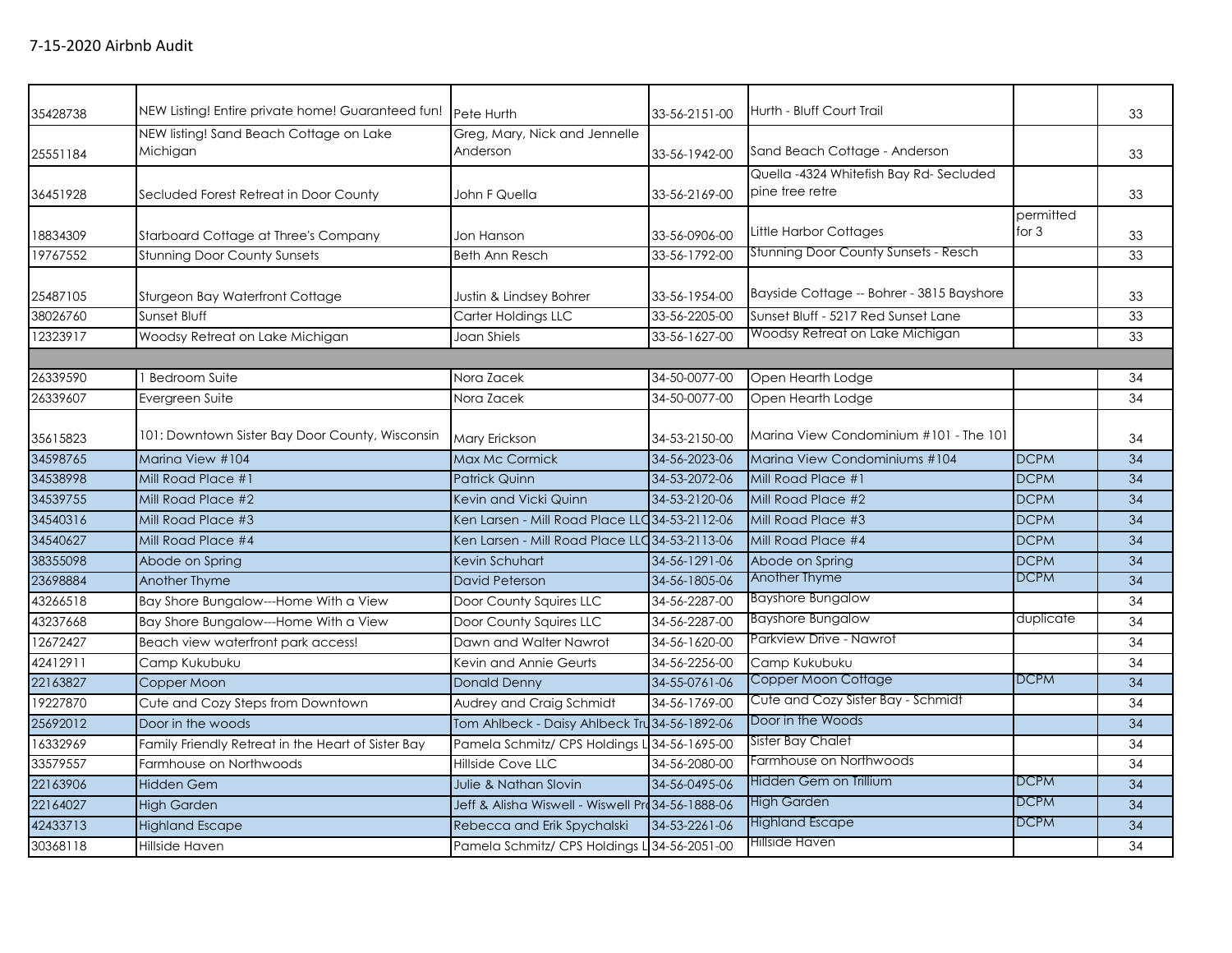## 7-15-2020 Airbnb Audit

| | | | | | | |
|---|---|---|---|---|---|---|
| 35428738 | NEW Listing! Entire private home! Guaranteed fun! | Pete Hurth | 33-56-2151-00 | Hurth - Bluff Court Trail | | 33 |
| 25551184 | NEW listing! Sand Beach Cottage on Lake Michigan | Greg, Mary, Nick and Jennelle Anderson | 33-56-1942-00 | Sand Beach Cottage - Anderson | | 33 |
| 36451928 | Secluded Forest Retreat in Door County | John F Quella | 33-56-2169-00 | Quella -4324 Whitefish Bay Rd- Secluded pine tree retre | | 33 |
| 18834309 | Starboard Cottage at Three's Company | Jon Hanson | 33-56-0906-00 | Little Harbor Cottages | permitted for 3 | 33 |
| 19767552 | Stunning Door County Sunsets | Beth Ann Resch | 33-56-1792-00 | Stunning Door County Sunsets - Resch | | 33 |
| 25487105 | Sturgeon Bay Waterfront Cottage | Justin & Lindsey Bohrer | 33-56-1954-00 | Bayside Cottage -- Bohrer - 3815 Bayshore | | 33 |
| 38026760 | Sunset Bluff | Carter Holdings LLC | 33-56-2205-00 | Sunset Bluff - 5217 Red Sunset Lane | | 33 |
| 12323917 | Woodsy Retreat on Lake Michigan | Joan Shiels | 33-56-1627-00 | Woodsy Retreat on Lake Michigan | | 33 |
| | | | | | | |
| 26339590 | 1 Bedroom Suite | Nora Zacek | 34-50-0077-00 | Open Hearth Lodge | | 34 |
| 26339607 | Evergreen Suite | Nora Zacek | 34-50-0077-00 | Open Hearth Lodge | | 34 |
| 35615823 | 101: Downtown Sister Bay Door County, Wisconsin | Mary Erickson | 34-53-2150-00 | Marina View Condominium #101 - The 101 | | 34 |
| 34598765 | Marina View #104 | Max Mc Cormick | 34-56-2023-06 | Marina View Condominiums #104 | DCPM | 34 |
| 34538998 | Mill Road Place #1 | Patrick Quinn | 34-53-2072-06 | Mill Road Place #1 | DCPM | 34 |
| 34539755 | Mill Road Place #2 | Kevin and Vicki Quinn | 34-53-2120-06 | Mill Road Place #2 | DCPM | 34 |
| 34540316 | Mill Road Place #3 | Ken Larsen - Mill Road Place LLC | 34-53-2112-06 | Mill Road Place #3 | DCPM | 34 |
| 34540627 | Mill Road Place #4 | Ken Larsen - Mill Road Place LLC | 34-53-2113-06 | Mill Road Place #4 | DCPM | 34 |
| 38355098 | Abode on Spring | Kevin Schuhart | 34-56-1291-06 | Abode on Spring | DCPM | 34 |
| 23698884 | Another Thyme | David Peterson | 34-56-1805-06 | Another Thyme | DCPM | 34 |
| 43266518 | Bay Shore Bungalow---Home With a View | Door County Squires LLC | 34-56-2287-00 | Bayshore Bungalow | | 34 |
| 43237668 | Bay Shore Bungalow---Home With a View | Door County Squires LLC | 34-56-2287-00 | Bayshore Bungalow | duplicate | 34 |
| 12672427 | Beach view waterfront park access! | Dawn and Walter Nawrot | 34-56-1620-00 | Parkview Drive - Nawrot | | 34 |
| 42412911 | Camp Kukubuku | Kevin and Annie Geurts | 34-56-2256-00 | Camp Kukubuku | | 34 |
| 22163827 | Copper Moon | Donald Denny | 34-55-0761-06 | Copper Moon Cottage | DCPM | 34 |
| 19227870 | Cute and Cozy Steps from Downtown | Audrey and Craig Schmidt | 34-56-1769-00 | Cute and Cozy Sister Bay - Schmidt | | 34 |
| 25692012 | Door in the woods | Tom Ahlbeck - Daisy Ahlbeck Tru | 34-56-1892-06 | Door in the Woods | | 34 |
| 16332969 | Family Friendly Retreat in the Heart of Sister Bay | Pamela Schmitz/ CPS Holdings L | 34-56-1695-00 | Sister Bay Chalet | | 34 |
| 33579557 | Farmhouse on Northwoods | Hillside Cove LLC | 34-56-2080-00 | Farmhouse on Northwoods | | 34 |
| 22163906 | Hidden Gem | Julie & Nathan Slovin | 34-56-0495-06 | Hidden Gem on Trillium | DCPM | 34 |
| 22164027 | High Garden | Jeff & Alisha Wiswell - Wiswell Pro | 34-56-1888-06 | High Garden | DCPM | 34 |
| 42433713 | Highland Escape | Rebecca and Erik Spychalski | 34-53-2261-06 | Highland Escape | DCPM | 34 |
| 30368118 | Hillside Haven | Pamela Schmitz/ CPS Holdings L | 34-56-2051-00 | Hillside Haven | | 34 |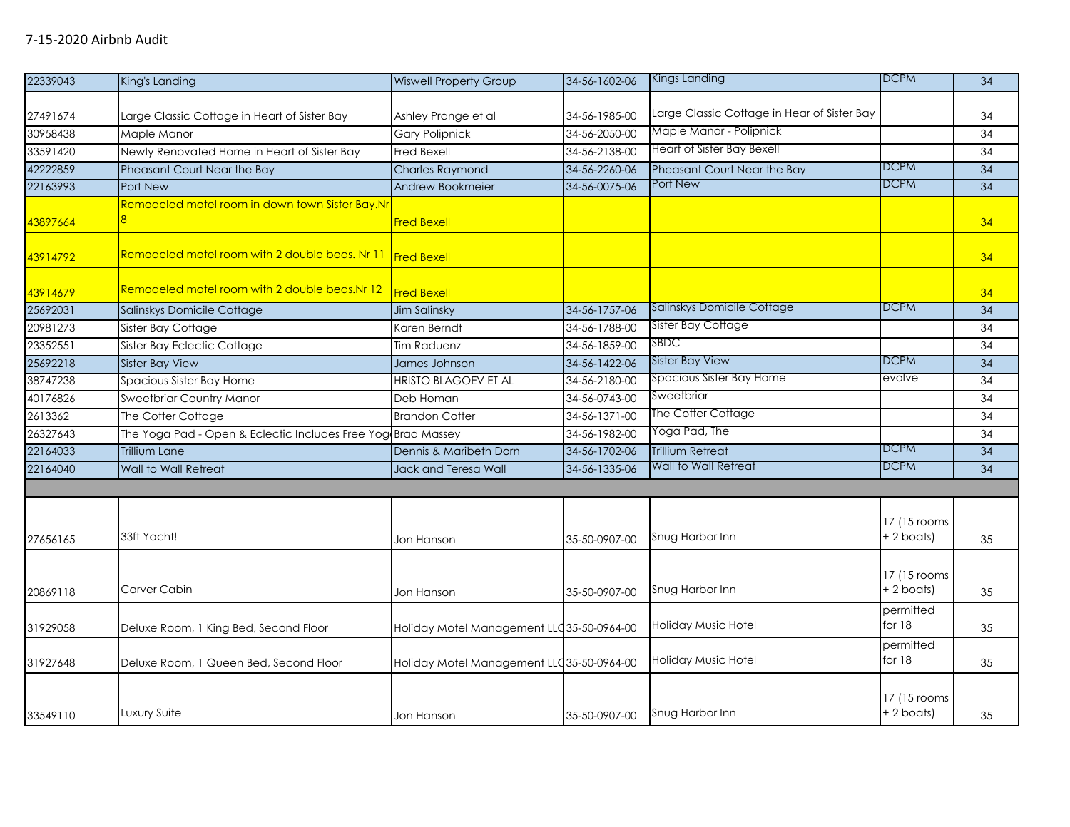7-15-2020 Airbnb Audit

| | | | | | | |
|---|---|---|---|---|---|---|
| 22339043 | King's Landing | Wiswell Property Group | 34-56-1602-06 | Kings Landing | DCPM | 34 |
| 27491674 | Large Classic Cottage in Heart of Sister Bay | Ashley Prange et al | 34-56-1985-00 | Large Classic Cottage in Hear of Sister Bay | | 34 |
| 30958438 | Maple Manor | Gary Polipnick | 34-56-2050-00 | Maple Manor - Polipnick | | 34 |
| 33591420 | Newly Renovated Home in Heart of Sister Bay | Fred Bexell | 34-56-2138-00 | Heart of Sister Bay Bexell | | 34 |
| 42222859 | Pheasant Court Near the Bay | Charles Raymond | 34-56-2260-06 | Pheasant Court Near the Bay | DCPM | 34 |
| 22163993 | Port New | Andrew Bookmeier | 34-56-0075-06 | Port New | DCPM | 34 |
| 43897664 | Remodeled motel room in down town Sister Bay.Nr 8 | Fred Bexell | | | | 34 |
| 43914792 | Remodeled motel room with 2 double beds. Nr 11 | Fred Bexell | | | | 34 |
| 43914679 | Remodeled motel room with 2 double beds.Nr 12 | Fred Bexell | | | | 34 |
| 25692031 | Salinskys Domicile Cottage | Jim Salinsky | 34-56-1757-06 | Salinskys Domicile Cottage | DCPM | 34 |
| 20981273 | Sister Bay Cottage | Karen Berndt | 34-56-1788-00 | Sister Bay Cottage | | 34 |
| 23352551 | Sister Bay Eclectic Cottage | Tim Raduenz | 34-56-1859-00 | SBDC | | 34 |
| 25692218 | Sister Bay View | James Johnson | 34-56-1422-06 | Sister Bay View | DCPM | 34 |
| 38747238 | Spacious Sister Bay Home | HRISTO BLAGOEV ET AL | 34-56-2180-00 | Spacious Sister Bay Home | evolve | 34 |
| 40176826 | Sweetbriar Country Manor | Deb Homan | 34-56-0743-00 | Sweetbriar | | 34 |
| 2613362 | The Cotter Cottage | Brandon Cotter | 34-56-1371-00 | The Cotter Cottage | | 34 |
| 26327643 | The Yoga Pad - Open & Eclectic Includes Free Yog | Brad Massey | 34-56-1982-00 | Yoga Pad, The | | 34 |
| 22164033 | Trillium Lane | Dennis & Maribeth Dorn | 34-56-1702-06 | Trillium Retreat | DCPM | 34 |
| 22164040 | Wall to Wall Retreat | Jack and Teresa Wall | 34-56-1335-06 | Wall to Wall Retreat | DCPM | 34 |
| | | | | | | |
| 27656165 | 33ft Yacht! | Jon Hanson | 35-50-0907-00 | Snug Harbor Inn | 17 (15 rooms + 2 boats) | 35 |
| 20869118 | Carver Cabin | Jon Hanson | 35-50-0907-00 | Snug Harbor Inn | 17 (15 rooms + 2 boats) | 35 |
| 31929058 | Deluxe Room, 1 King Bed, Second Floor | Holiday Motel Management LLC | 35-50-0964-00 | Holiday Music Hotel | permitted for 18 | 35 |
| 31927648 | Deluxe Room, 1 Queen Bed, Second Floor | Holiday Motel Management LLC | 35-50-0964-00 | Holiday Music Hotel | permitted for 18 | 35 |
| 33549110 | Luxury Suite | Jon Hanson | 35-50-0907-00 | Snug Harbor Inn | 17 (15 rooms + 2 boats) | 35 |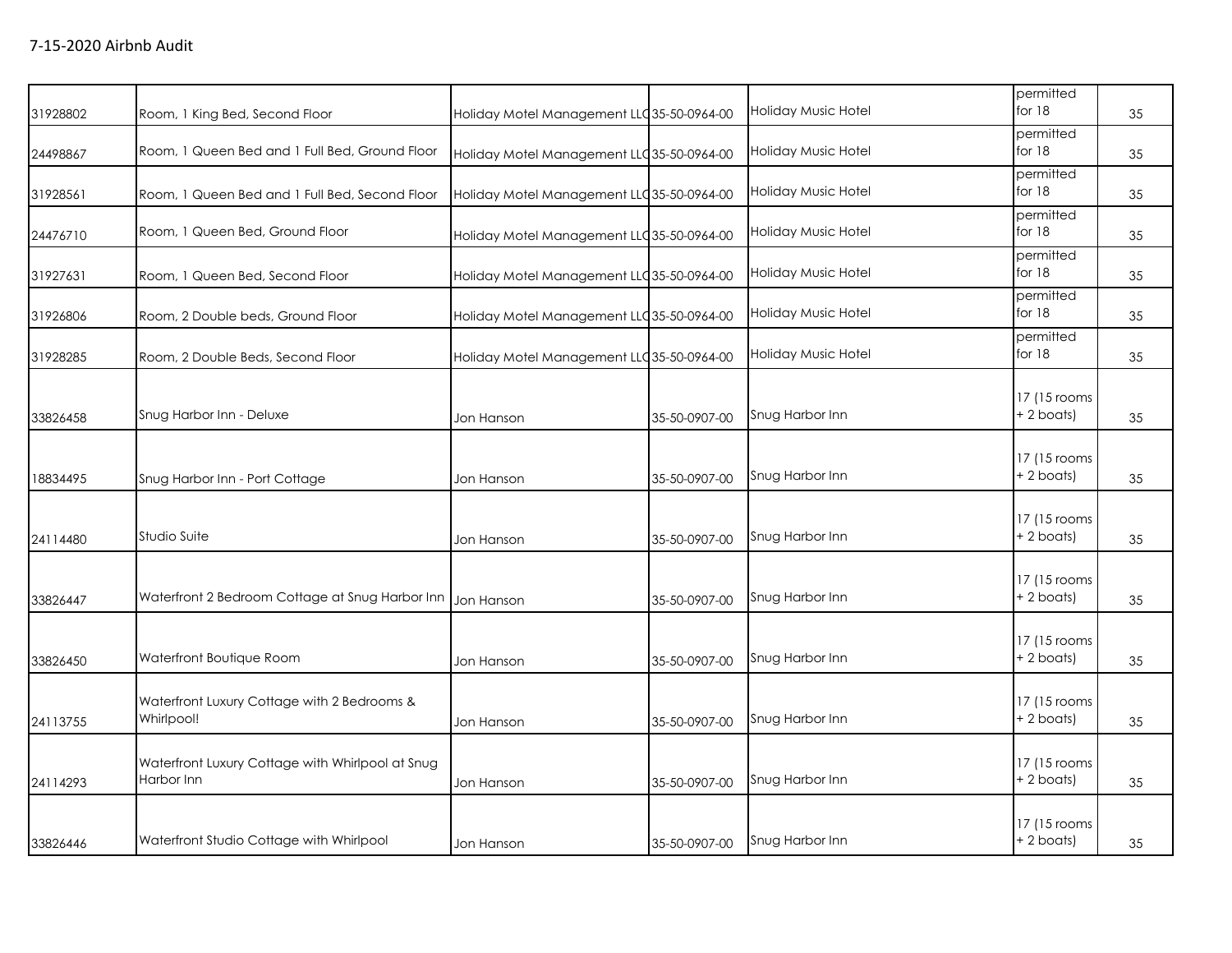7-15-2020 Airbnb Audit

| | | | | | | |
|---|---|---|---|---|---|---|
| 31928802 | Room, 1 King Bed, Second Floor | Holiday Motel Management LLC | 35-50-0964-00 | Holiday Music Hotel | permitted for 18 | 35 |
| 24498867 | Room, 1 Queen Bed and 1 Full Bed, Ground Floor | Holiday Motel Management LLC | 35-50-0964-00 | Holiday Music Hotel | permitted for 18 | 35 |
| 31928561 | Room, 1 Queen Bed and 1 Full Bed, Second Floor | Holiday Motel Management LLC | 35-50-0964-00 | Holiday Music Hotel | permitted for 18 | 35 |
| 24476710 | Room, 1 Queen Bed, Ground Floor | Holiday Motel Management LLC | 35-50-0964-00 | Holiday Music Hotel | permitted for 18 | 35 |
| 31927631 | Room, 1 Queen Bed, Second Floor | Holiday Motel Management LLC | 35-50-0964-00 | Holiday Music Hotel | permitted for 18 | 35 |
| 31926806 | Room, 2 Double beds, Ground Floor | Holiday Motel Management LLC | 35-50-0964-00 | Holiday Music Hotel | permitted for 18 | 35 |
| 31928285 | Room, 2 Double Beds, Second Floor | Holiday Motel Management LLC | 35-50-0964-00 | Holiday Music Hotel | permitted for 18 | 35 |
| 33826458 | Snug Harbor Inn - Deluxe | Jon Hanson | 35-50-0907-00 | Snug Harbor Inn | 17 (15 rooms + 2 boats) | 35 |
| 18834495 | Snug Harbor Inn - Port Cottage | Jon Hanson | 35-50-0907-00 | Snug Harbor Inn | 17 (15 rooms + 2 boats) | 35 |
| 24114480 | Studio Suite | Jon Hanson | 35-50-0907-00 | Snug Harbor Inn | 17 (15 rooms + 2 boats) | 35 |
| 33826447 | Waterfront 2 Bedroom Cottage at Snug Harbor Inn | Jon Hanson | 35-50-0907-00 | Snug Harbor Inn | 17 (15 rooms + 2 boats) | 35 |
| 33826450 | Waterfront Boutique Room | Jon Hanson | 35-50-0907-00 | Snug Harbor Inn | 17 (15 rooms + 2 boats) | 35 |
| 24113755 | Waterfront Luxury Cottage with 2 Bedrooms & Whirlpool! | Jon Hanson | 35-50-0907-00 | Snug Harbor Inn | 17 (15 rooms + 2 boats) | 35 |
| 24114293 | Waterfront Luxury Cottage with Whirlpool at Snug Harbor Inn | Jon Hanson | 35-50-0907-00 | Snug Harbor Inn | 17 (15 rooms + 2 boats) | 35 |
| 33826446 | Waterfront Studio Cottage with Whirlpool | Jon Hanson | 35-50-0907-00 | Snug Harbor Inn | 17 (15 rooms + 2 boats) | 35 |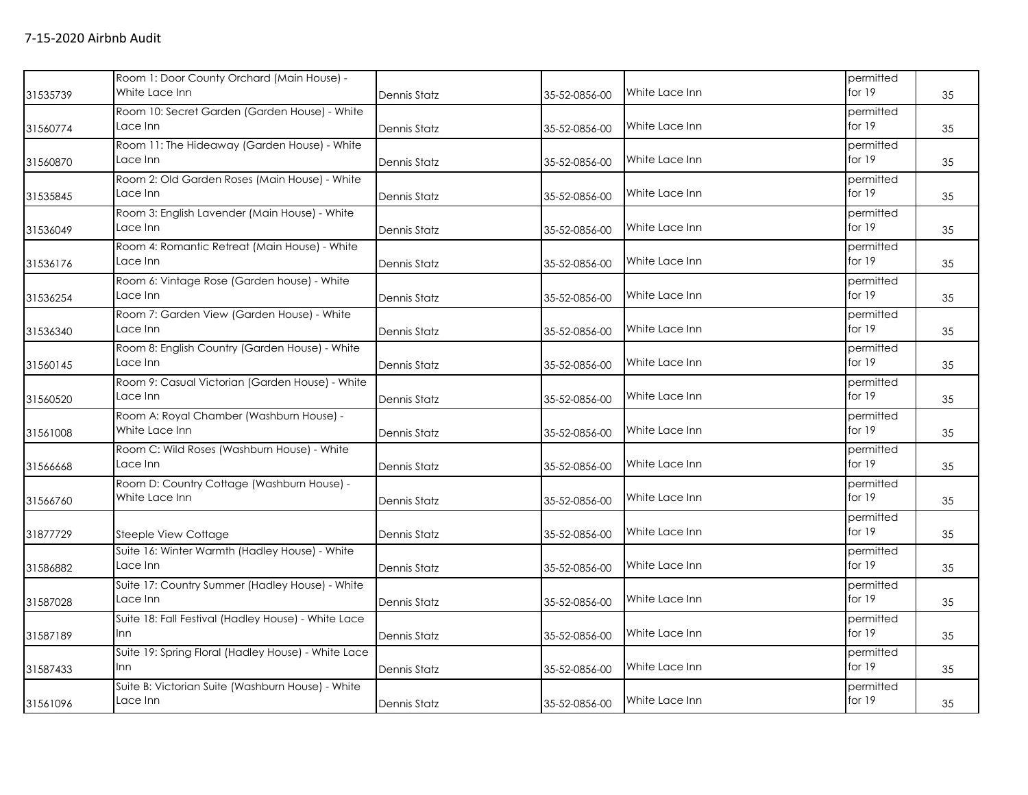# 7-15-2020 Airbnb Audit

| | | | | | | |
|---|---|---|---|---|---|---|
| 31535739 | Room 1: Door County Orchard (Main House) - White Lace Inn | Dennis Statz | 35-52-0856-00 | White Lace Inn | permitted for 19 | 35 |
| 31560774 | Room 10: Secret Garden (Garden House) - White Lace Inn | Dennis Statz | 35-52-0856-00 | White Lace Inn | permitted for 19 | 35 |
| 31560870 | Room 11: The Hideaway (Garden House) - White Lace Inn | Dennis Statz | 35-52-0856-00 | White Lace Inn | permitted for 19 | 35 |
| 31535845 | Room 2: Old Garden Roses (Main House) - White Lace Inn | Dennis Statz | 35-52-0856-00 | White Lace Inn | permitted for 19 | 35 |
| 31536049 | Room 3: English Lavender (Main House) - White Lace Inn | Dennis Statz | 35-52-0856-00 | White Lace Inn | permitted for 19 | 35 |
| 31536176 | Room 4: Romantic Retreat (Main House) - White Lace Inn | Dennis Statz | 35-52-0856-00 | White Lace Inn | permitted for 19 | 35 |
| 31536254 | Room 6: Vintage Rose (Garden house) - White Lace Inn | Dennis Statz | 35-52-0856-00 | White Lace Inn | permitted for 19 | 35 |
| 31536340 | Room 7: Garden View (Garden House) - White Lace Inn | Dennis Statz | 35-52-0856-00 | White Lace Inn | permitted for 19 | 35 |
| 31560145 | Room 8: English Country (Garden House) - White Lace Inn | Dennis Statz | 35-52-0856-00 | White Lace Inn | permitted for 19 | 35 |
| 31560520 | Room 9: Casual Victorian (Garden House) - White Lace Inn | Dennis Statz | 35-52-0856-00 | White Lace Inn | permitted for 19 | 35 |
| 31561008 | Room A: Royal Chamber (Washburn House) - White Lace Inn | Dennis Statz | 35-52-0856-00 | White Lace Inn | permitted for 19 | 35 |
| 31566668 | Room C: Wild Roses (Washburn House) - White Lace Inn | Dennis Statz | 35-52-0856-00 | White Lace Inn | permitted for 19 | 35 |
| 31566760 | Room D: Country Cottage (Washburn House) - White Lace Inn | Dennis Statz | 35-52-0856-00 | White Lace Inn | permitted for 19 | 35 |
| 31877729 | Steeple View Cottage | Dennis Statz | 35-52-0856-00 | White Lace Inn | permitted for 19 | 35 |
| 31586882 | Suite 16: Winter Warmth (Hadley House) - White Lace Inn | Dennis Statz | 35-52-0856-00 | White Lace Inn | permitted for 19 | 35 |
| 31587028 | Suite 17: Country Summer (Hadley House) - White Lace Inn | Dennis Statz | 35-52-0856-00 | White Lace Inn | permitted for 19 | 35 |
| 31587189 | Suite 18: Fall Festival (Hadley House) - White Lace Inn | Dennis Statz | 35-52-0856-00 | White Lace Inn | permitted for 19 | 35 |
| 31587433 | Suite 19: Spring Floral (Hadley House) - White Lace Inn | Dennis Statz | 35-52-0856-00 | White Lace Inn | permitted for 19 | 35 |
| 31561096 | Suite B: Victorian Suite (Washburn House) - White Lace Inn | Dennis Statz | 35-52-0856-00 | White Lace Inn | permitted for 19 | 35 |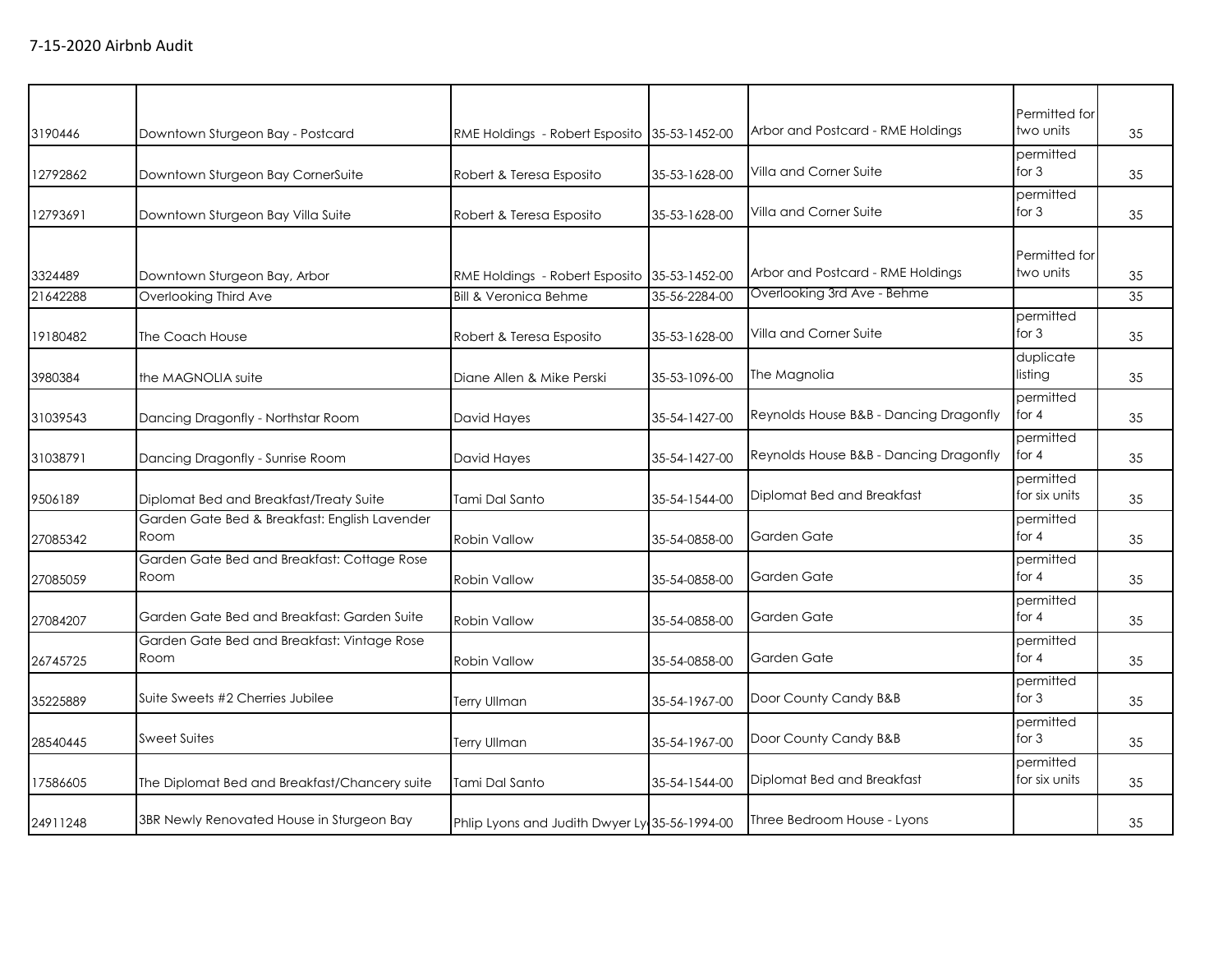7-15-2020 Airbnb Audit

| | | | | | | |
|---|---|---|---|---|---|---|
| 3190446 | Downtown Sturgeon Bay - Postcard | RME Holdings - Robert Esposito | 35-53-1452-00 | Arbor and Postcard - RME Holdings | Permitted for two units | 35 |
| 12792862 | Downtown Sturgeon Bay CornerSuite | Robert & Teresa Esposito | 35-53-1628-00 | Villa and Corner Suite | permitted for 3 | 35 |
| 12793691 | Downtown Sturgeon Bay Villa Suite | Robert & Teresa Esposito | 35-53-1628-00 | Villa and Corner Suite | permitted for 3 | 35 |
| 3324489 | Downtown Sturgeon Bay, Arbor | RME Holdings - Robert Esposito | 35-53-1452-00 | Arbor and Postcard - RME Holdings | Permitted for two units | 35 |
| 21642288 | Overlooking Third Ave | Bill & Veronica Behme | 35-56-2284-00 | Overlooking 3rd Ave - Behme | | 35 |
| 19180482 | The Coach House | Robert & Teresa Esposito | 35-53-1628-00 | Villa and Corner Suite | permitted for 3 | 35 |
| 3980384 | the MAGNOLIA suite | Diane Allen & Mike Perski | 35-53-1096-00 | The Magnolia | duplicate listing | 35 |
| 31039543 | Dancing Dragonfly - Northstar Room | David Hayes | 35-54-1427-00 | Reynolds House B&B - Dancing Dragonfly | permitted for 4 | 35 |
| 31038791 | Dancing Dragonfly - Sunrise Room | David Hayes | 35-54-1427-00 | Reynolds House B&B - Dancing Dragonfly | permitted for 4 | 35 |
| 9506189 | Diplomat Bed and Breakfast/Treaty Suite | Tami Dal Santo | 35-54-1544-00 | Diplomat Bed and Breakfast | permitted for six units | 35 |
| 27085342 | Garden Gate Bed & Breakfast: English Lavender Room | Robin Vallow | 35-54-0858-00 | Garden Gate | permitted for 4 | 35 |
| 27085059 | Garden Gate Bed and Breakfast: Cottage Rose Room | Robin Vallow | 35-54-0858-00 | Garden Gate | permitted for 4 | 35 |
| 27084207 | Garden Gate Bed and Breakfast: Garden Suite | Robin Vallow | 35-54-0858-00 | Garden Gate | permitted for 4 | 35 |
| 26745725 | Garden Gate Bed and Breakfast: Vintage Rose Room | Robin Vallow | 35-54-0858-00 | Garden Gate | permitted for 4 | 35 |
| 35225889 | Suite Sweets #2 Cherries Jubilee | Terry Ullman | 35-54-1967-00 | Door County Candy B&B | permitted for 3 | 35 |
| 28540445 | Sweet Suites | Terry Ullman | 35-54-1967-00 | Door County Candy B&B | permitted for 3 | 35 |
| 17586605 | The Diplomat Bed and Breakfast/Chancery suite | Tami Dal Santo | 35-54-1544-00 | Diplomat Bed and Breakfast | permitted for six units | 35 |
| 24911248 | 3BR Newly Renovated House in Sturgeon Bay | Phlip Lyons and Judith Dwyer Ly | 35-56-1994-00 | Three Bedroom House - Lyons | | 35 |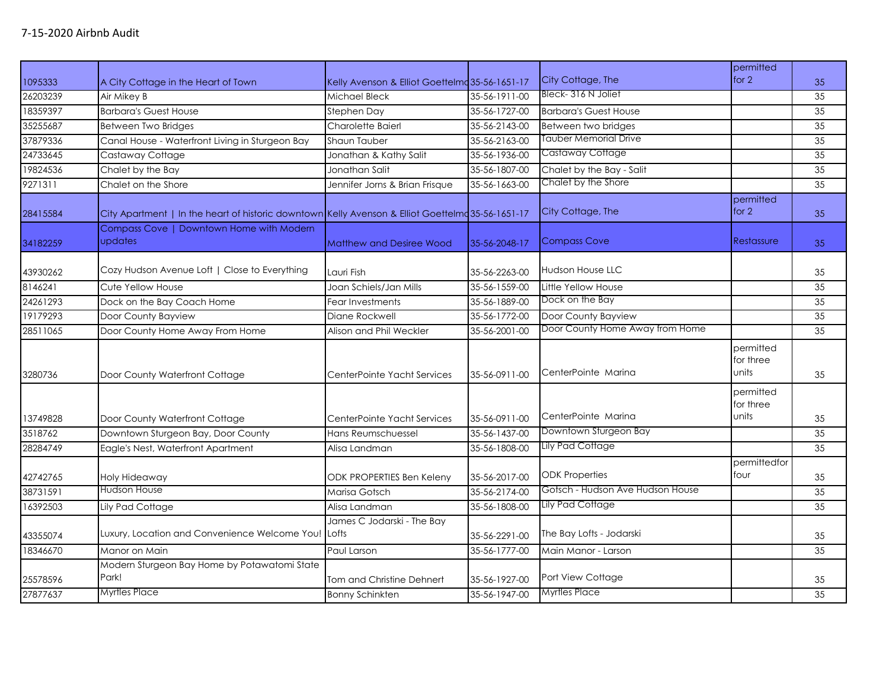7-15-2020 Airbnb Audit

| | | | | | | |
|---|---|---|---|---|---|---|
| 1095333 | A City Cottage in the Heart of Town | Kelly Avenson & Elliot Goettelmo | 35-56-1651-17 | City Cottage, The | permitted for 2 | 35 |
| 26203239 | Air Mikey B | Michael Bleck | 35-56-1911-00 | Bleck- 316 N Joliet | | 35 |
| 18359397 | Barbara's Guest House | Stephen Day | 35-56-1727-00 | Barbara's Guest House | | 35 |
| 35255687 | Between Two Bridges | Charolette Baierl | 35-56-2143-00 | Between two bridges | | 35 |
| 37879336 | Canal House - Waterfront Living in Sturgeon Bay | Shaun Tauber | 35-56-2163-00 | Tauber Memorial Drive | | 35 |
| 24733645 | Castaway Cottage | Jonathan & Kathy Salit | 35-56-1936-00 | Castaway Cottage | | 35 |
| 19824536 | Chalet by the Bay | Jonathan Salit | 35-56-1807-00 | Chalet by the Bay - Salit | | 35 |
| 9271311 | Chalet on the Shore | Jennifer Jorns & Brian Frisque | 35-56-1663-00 | Chalet by the Shore | | 35 |
| 28415584 | City Apartment \| In the heart of historic downtown | Kelly Avenson & Elliot Goettelmo | 35-56-1651-17 | City Cottage, The | permitted for 2 | 35 |
| 34182259 | Compass Cove \| Downtown Home with Modern updates | Matthew and Desiree Wood | 35-56-2048-17 | Compass Cove | Restassure | 35 |
| 43930262 | Cozy Hudson Avenue Loft \| Close to Everything | Lauri Fish | 35-56-2263-00 | Hudson House LLC | | 35 |
| 8146241 | Cute Yellow House | Joan Schiels/Jan Mills | 35-56-1559-00 | Little Yellow House | | 35 |
| 24261293 | Dock on the Bay Coach Home | Fear Investments | 35-56-1889-00 | Dock on the Bay | | 35 |
| 19179293 | Door County Bayview | Diane Rockwell | 35-56-1772-00 | Door County Bayview | | 35 |
| 28511065 | Door County Home Away From Home | Alison and Phil Weckler | 35-56-2001-00 | Door County Home Away from Home | | 35 |
| 3280736 | Door County Waterfront Cottage | CenterPointe Yacht Services | 35-56-0911-00 | CenterPointe Marina | permitted for three units | 35 |
| 13749828 | Door County Waterfront Cottage | CenterPointe Yacht Services | 35-56-0911-00 | CenterPointe Marina | permitted for three units | 35 |
| 3518762 | Downtown Sturgeon Bay, Door County | Hans Reumschuessel | 35-56-1437-00 | Downtown Sturgeon Bay | | 35 |
| 28284749 | Eagle's Nest, Waterfront Apartment | Alisa Landman | 35-56-1808-00 | Lily Pad Cottage | | 35 |
| 42742765 | Holy Hideaway | ODK PROPERTIES Ben Keleny | 35-56-2017-00 | ODK Properties | permittedfor four | 35 |
| 38731591 | Hudson House | Marisa Gotsch | 35-56-2174-00 | Gotsch - Hudson Ave Hudson House | | 35 |
| 16392503 | Lily Pad Cottage | Alisa Landman | 35-56-1808-00 | Lily Pad Cottage | | 35 |
| 43355074 | Luxury, Location and Convenience Welcome You! | James C Jodarski - The Bay Lofts | 35-56-2291-00 | The Bay Lofts - Jodarski | | 35 |
| 18346670 | Manor on Main | Paul Larson | 35-56-1777-00 | Main Manor - Larson | | 35 |
| 25578596 | Modern Sturgeon Bay Home by Potawatomi State Park! | Tom and Christine Dehnert | 35-56-1927-00 | Port View Cottage | | 35 |
| 27877637 | Myrtles Place | Bonny Schinkten | 35-56-1947-00 | Myrtles Place | | 35 |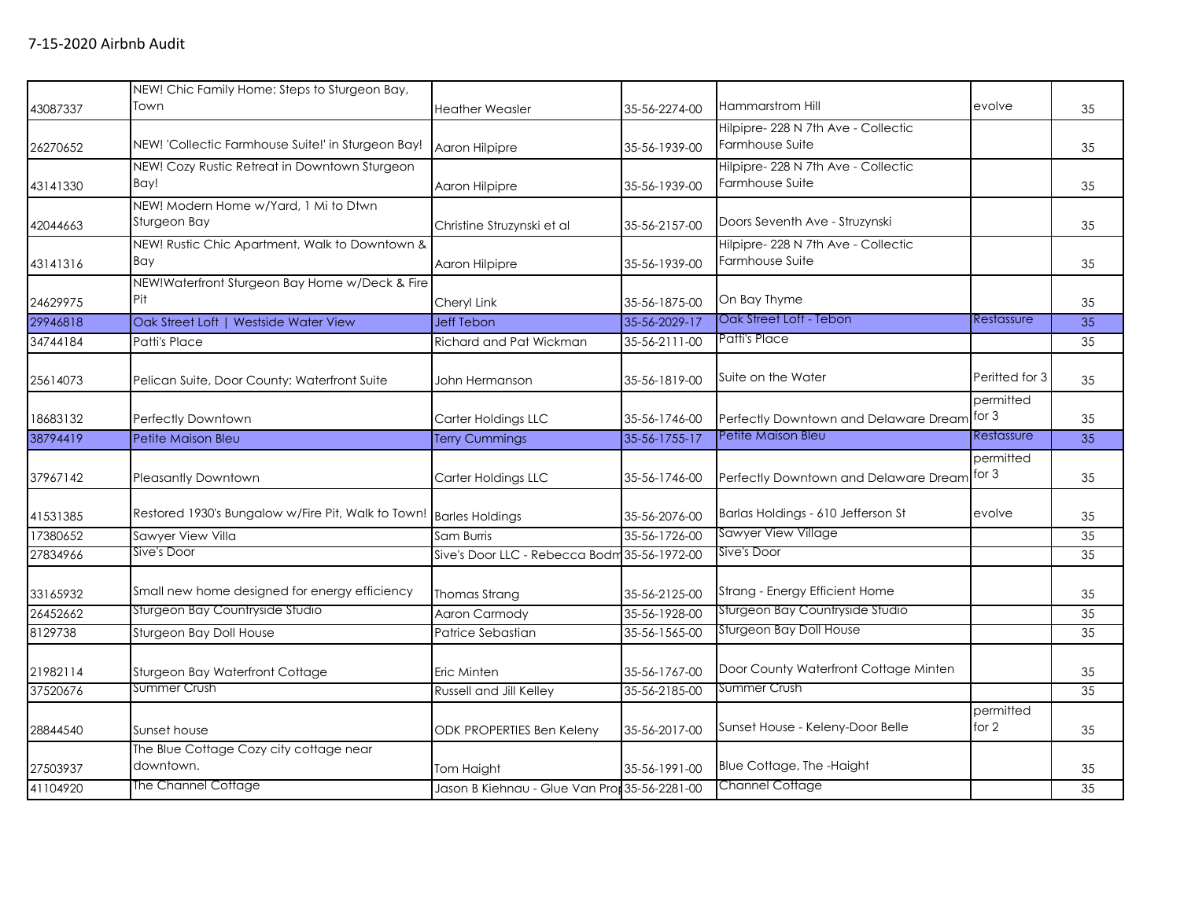# 7-15-2020 Airbnb Audit

| | | | | | | |
|---|---|---|---|---|---|---|
| 43087337 | NEW! Chic Family Home: Steps to Sturgeon Bay, Town | Heather Weasler | 35-56-2274-00 | Hammarstrom Hill | evolve | 35 |
| 26270652 | NEW! 'Collectic Farmhouse Suite!' in Sturgeon Bay! | Aaron Hilpipre | 35-56-1939-00 | Hilpipre- 228 N 7th Ave - Collectic Farmhouse Suite | | 35 |
| 43141330 | NEW! Cozy Rustic Retreat in Downtown Sturgeon Bay! | Aaron Hilpipre | 35-56-1939-00 | Hilpipre- 228 N 7th Ave - Collectic Farmhouse Suite | | 35 |
| 42044663 | NEW! Modern Home w/Yard, 1 Mi to Dtwn Sturgeon Bay | Christine Struzynski et al | 35-56-2157-00 | Doors Seventh Ave - Struzynski | | 35 |
| 43141316 | NEW! Rustic Chic Apartment, Walk to Downtown & Bay | Aaron Hilpipre | 35-56-1939-00 | Hilpipre- 228 N 7th Ave - Collectic Farmhouse Suite | | 35 |
| 24629975 | NEW!Waterfront Sturgeon Bay Home w/Deck & Fire Pit | Cheryl Link | 35-56-1875-00 | On Bay Thyme | | 35 |
| 29946818 | Oak Street Loft \| Westside Water View | Jeff Tebon | 35-56-2029-17 | Oak Street Loft - Tebon | Restassure | 35 |
| 34744184 | Patti's Place | Richard and Pat Wickman | 35-56-2111-00 | Patti's Place | | 35 |
| 25614073 | Pelican Suite, Door County: Waterfront Suite | John Hermanson | 35-56-1819-00 | Suite on the Water | Peritted for 3 | 35 |
| 18683132 | Perfectly Downtown | Carter Holdings LLC | 35-56-1746-00 | Perfectly Downtown and Delaware Dream | permitted for 3 | 35 |
| 38794419 | Petite Maison Bleu | Terry Cummings | 35-56-1755-17 | Petite Maison Bleu | Restassure | 35 |
| 37967142 | Pleasantly Downtown | Carter Holdings LLC | 35-56-1746-00 | Perfectly Downtown and Delaware Dream | permitted for 3 | 35 |
| 41531385 | Restored 1930's Bungalow w/Fire Pit, Walk to Town! | Barles Holdings | 35-56-2076-00 | Barlas Holdings - 610 Jefferson St | evolve | 35 |
| 17380652 | Sawyer View Villa | Sam Burris | 35-56-1726-00 | Sawyer View Village | | 35 |
| 27834966 | Sive's Door | Sive's Door LLC - Rebecca Bodm | 35-56-1972-00 | Sive's Door | | 35 |
| 33165932 | Small new home designed for energy efficiency | Thomas Strang | 35-56-2125-00 | Strang - Energy Efficient Home | | 35 |
| 26452662 | Sturgeon Bay Countryside Studio | Aaron Carmody | 35-56-1928-00 | Sturgeon Bay Countryside Studio | | 35 |
| 8129738 | Sturgeon Bay Doll House | Patrice Sebastian | 35-56-1565-00 | Sturgeon Bay Doll House | | 35 |
| 21982114 | Sturgeon Bay Waterfront Cottage | Eric Minten | 35-56-1767-00 | Door County Waterfront Cottage Minten | | 35 |
| 37520676 | Summer Crush | Russell and Jill Kelley | 35-56-2185-00 | Summer Crush | | 35 |
| 28844540 | Sunset house | ODK PROPERTIES Ben Keleny | 35-56-2017-00 | Sunset House - Keleny-Door Belle | permitted for 2 | 35 |
| 27503937 | The Blue Cottage Cozy city cottage near downtown. | Tom Haight | 35-56-1991-00 | Blue Cottage, The -Haight | | 35 |
| 41104920 | The Channel Cottage | Jason B Kiehnau - Glue Van Pro | 35-56-2281-00 | Channel Cottage | | 35 |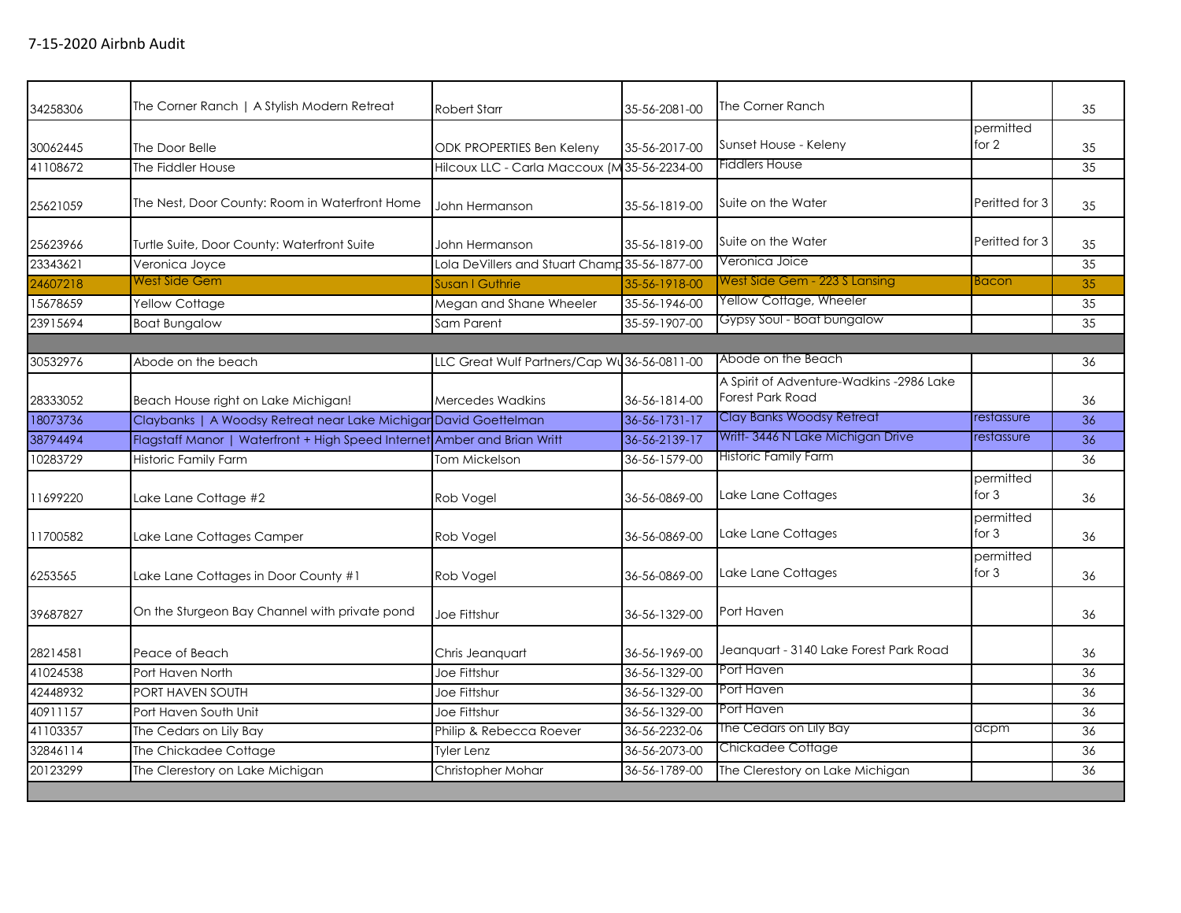7-15-2020 Airbnb Audit

| | | | | | | |
|---|---|---|---|---|---|---|
| 34258306 | The Corner Ranch \| A Stylish Modern Retreat | Robert Starr | 35-56-2081-00 | The Corner Ranch | | 35 |
| 30062445 | The Door Belle | ODK PROPERTIES Ben Keleny | 35-56-2017-00 | Sunset House - Keleny | permitted for 2 | 35 |
| 41108672 | The Fiddler House | Hilcoux LLC - Carla Maccoux (M | 35-56-2234-00 | Fiddlers House | | 35 |
| 25621059 | The Nest, Door County: Room in Waterfront Home | John Hermanson | 35-56-1819-00 | Suite on the Water | Peritted for 3 | 35 |
| 25623966 | Turtle Suite, Door County: Waterfront Suite | John Hermanson | 35-56-1819-00 | Suite on the Water | Peritted for 3 | 35 |
| 23343621 | Veronica Joyce | Lola DeVillers and Stuart Champ | 35-56-1877-00 | Veronica Joice | | 35 |
| 24607218 | West Side Gem | Susan I Guthrie | 35-56-1918-00 | West Side Gem - 223 S Lansing | Bacon | 35 |
| 15678659 | Yellow Cottage | Megan and Shane Wheeler | 35-56-1946-00 | Yellow Cottage, Wheeler | | 35 |
| 23915694 | Boat Bungalow | Sam Parent | 35-59-1907-00 | Gypsy Soul - Boat bungalow | | 35 |
| | | | | | | |
| 30532976 | Abode on the beach | LLC Great Wulf Partners/Cap Wu | 36-56-0811-00 | Abode on the Beach | | 36 |
| 28333052 | Beach House right on Lake Michigan! | Mercedes Wadkins | 36-56-1814-00 | A Spirit of Adventure-Wadkins -2986 Lake Forest Park Road | | 36 |
| 18073736 | Claybanks \| A Woodsy Retreat near Lake Michigan | David Goettelman | 36-56-1731-17 | Clay Banks Woodsy Retreat | restassure | 36 |
| 38794494 | Flagstaff Manor \| Waterfront + High Speed Internet | Amber and Brian Writt | 36-56-2139-17 | Writt- 3446 N Lake Michigan Drive | restassure | 36 |
| 10283729 | Historic Family Farm | Tom Mickelson | 36-56-1579-00 | Historic Family Farm | | 36 |
| 11699220 | Lake Lane Cottage #2 | Rob Vogel | 36-56-0869-00 | Lake Lane Cottages | permitted for 3 | 36 |
| 11700582 | Lake Lane Cottages Camper | Rob Vogel | 36-56-0869-00 | Lake Lane Cottages | permitted for 3 | 36 |
| 6253565 | Lake Lane Cottages in Door County #1 | Rob Vogel | 36-56-0869-00 | Lake Lane Cottages | permitted for 3 | 36 |
| 39687827 | On the Sturgeon Bay Channel with private pond | Joe Fittshur | 36-56-1329-00 | Port Haven | | 36 |
| 28214581 | Peace of Beach | Chris Jeanquart | 36-56-1969-00 | Jeanquart - 3140 Lake Forest Park Road | | 36 |
| 41024538 | Port Haven North | Joe Fittshur | 36-56-1329-00 | Port Haven | | 36 |
| 42448932 | PORT HAVEN SOUTH | Joe Fittshur | 36-56-1329-00 | Port Haven | | 36 |
| 40911157 | Port Haven South Unit | Joe Fittshur | 36-56-1329-00 | Port Haven | | 36 |
| 41103357 | The Cedars on Lily Bay | Philip & Rebecca Roever | 36-56-2232-06 | The Cedars on Lily Bay | dcpm | 36 |
| 32846114 | The Chickadee Cottage | Tyler Lenz | 36-56-2073-00 | Chickadee Cottage | | 36 |
| 20123299 | The Clerestory on Lake Michigan | Christopher Mohar | 36-56-1789-00 | The Clerestory on Lake Michigan | | 36 |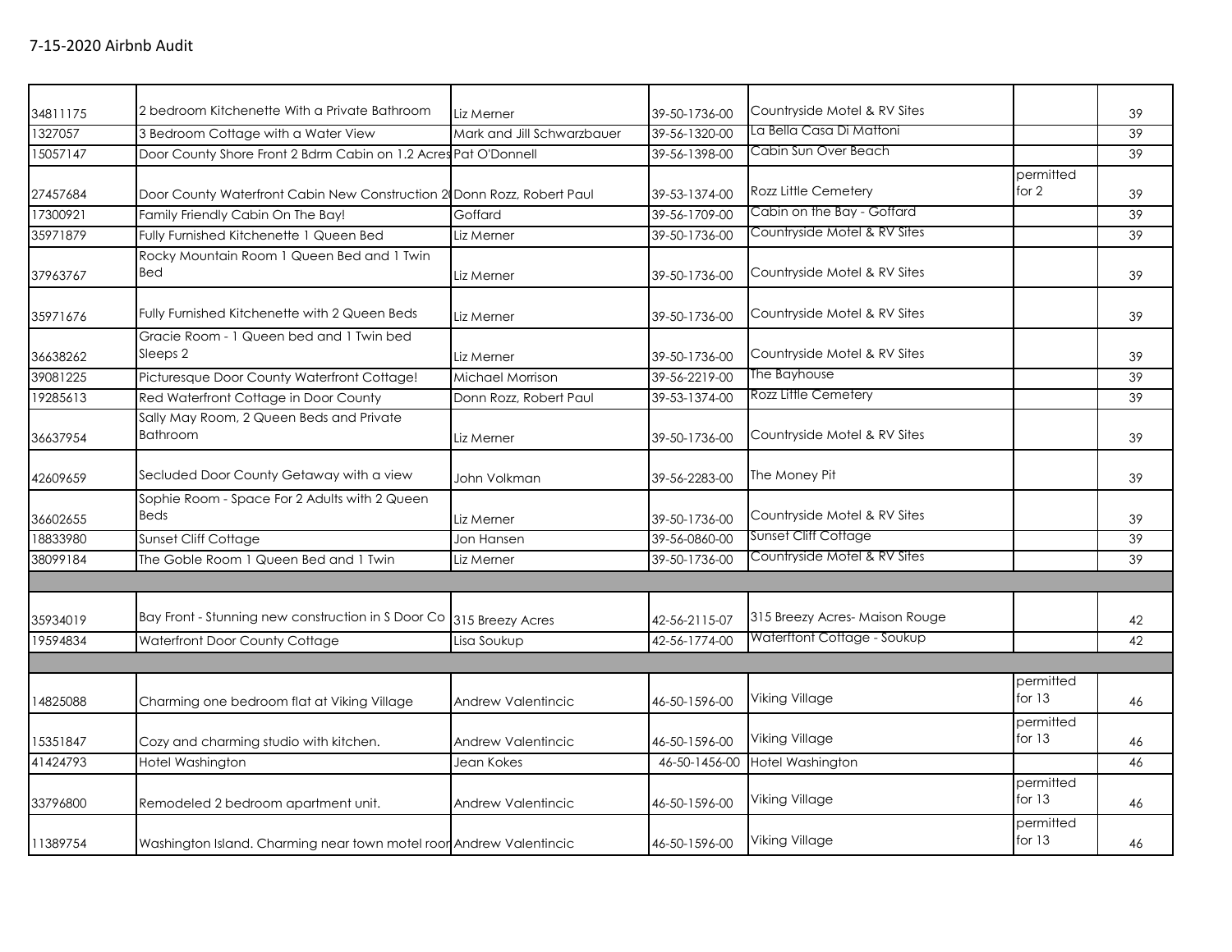## 7-15-2020 Airbnb Audit

| | | | | | | |
|---|---|---|---|---|---|---|
| 34811175 | 2 bedroom Kitchenette With a Private Bathroom | Liz Merner | 39-50-1736-00 | Countryside Motel & RV Sites | | 39 |
| 1327057 | 3 Bedroom Cottage with a Water View | Mark and Jill Schwarzbauer | 39-56-1320-00 | La Bella Casa Di Mattoni | | 39 |
| 15057147 | Door County Shore Front 2 Bdrm Cabin on 1.2 Acres | Pat O'Donnell | 39-56-1398-00 | Cabin Sun Over Beach | | 39 |
| 27457684 | Door County Waterfront Cabin New Construction 2( | Donn Rozz, Robert Paul | 39-53-1374-00 | Rozz Little Cemetery | permitted for 2 | 39 |
| 17300921 | Family Friendly Cabin On The Bay! | Goffard | 39-56-1709-00 | Cabin on the Bay - Goffard | | 39 |
| 35971879 | Fully Furnished Kitchenette 1 Queen Bed | Liz Merner | 39-50-1736-00 | Countryside Motel & RV Sites | | 39 |
| 37963767 | Rocky Mountain Room 1 Queen Bed and 1 Twin Bed | Liz Merner | 39-50-1736-00 | Countryside Motel & RV Sites | | 39 |
| 35971676 | Fully Furnished Kitchenette with 2 Queen Beds | Liz Merner | 39-50-1736-00 | Countryside Motel & RV Sites | | 39 |
| 36638262 | Gracie Room - 1 Queen bed and 1 Twin bed Sleeps 2 | Liz Merner | 39-50-1736-00 | Countryside Motel & RV Sites | | 39 |
| 39081225 | Picturesque Door County Waterfront Cottage! | Michael Morrison | 39-56-2219-00 | The Bayhouse | | 39 |
| 19285613 | Red Waterfront Cottage in Door County | Donn Rozz, Robert Paul | 39-53-1374-00 | Rozz Little Cemetery | | 39 |
| 36637954 | Sally May Room, 2 Queen Beds and Private Bathroom | Liz Merner | 39-50-1736-00 | Countryside Motel & RV Sites | | 39 |
| 42609659 | Secluded Door County Getaway with a view | John Volkman | 39-56-2283-00 | The Money Pit | | 39 |
| 36602655 | Sophie Room - Space For 2 Adults with 2 Queen Beds | Liz Merner | 39-50-1736-00 | Countryside Motel & RV Sites | | 39 |
| 18833980 | Sunset Cliff Cottage | Jon Hansen | 39-56-0860-00 | Sunset Cliff Cottage | | 39 |
| 38099184 | The Goble Room 1 Queen Bed and 1 Twin | Liz Merner | 39-50-1736-00 | Countryside Motel & RV Sites | | 39 |
| | | | | | | |
| 35934019 | Bay Front - Stunning new construction in S Door Co | 315 Breezy Acres | 42-56-2115-07 | 315 Breezy Acres- Maison Rouge | | 42 |
| 19594834 | Waterfront Door County Cottage | Lisa Soukup | 42-56-1774-00 | Waterftont Cottage - Soukup | | 42 |
| | | | | | | |
| 14825088 | Charming one bedroom flat at Viking Village | Andrew Valentincic | 46-50-1596-00 | Viking Village | permitted for 13 | 46 |
| 15351847 | Cozy and charming studio with kitchen. | Andrew Valentincic | 46-50-1596-00 | Viking Village | permitted for 13 | 46 |
| 41424793 | Hotel Washington | Jean Kokes | 46-50-1456-00 | Hotel Washington | | 46 |
| 33796800 | Remodeled 2 bedroom apartment unit. | Andrew Valentincic | 46-50-1596-00 | Viking Village | permitted for 13 | 46 |
| 11389754 | Washington Island. Charming near town motel roor | Andrew Valentincic | 46-50-1596-00 | Viking Village | permitted for 13 | 46 |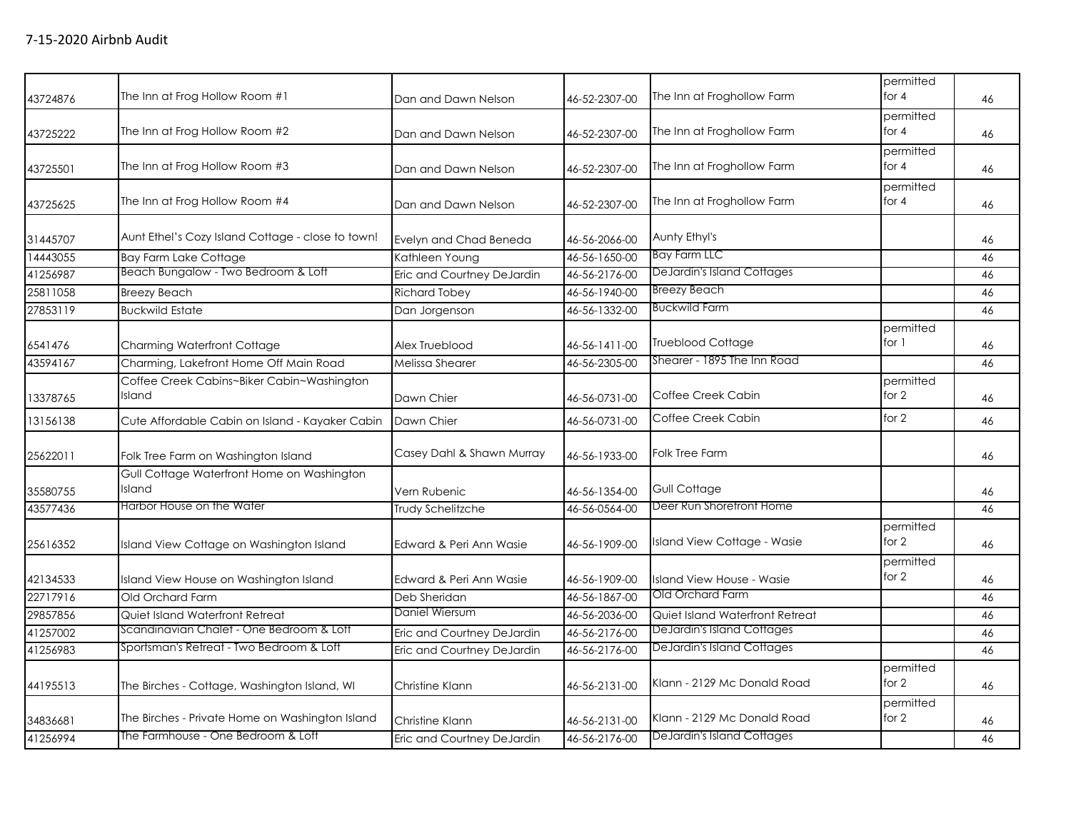7-15-2020 Airbnb Audit

| | | | | | | |
|---|---|---|---|---|---|---|
| 43724876 | The Inn at Frog Hollow Room #1 | Dan and Dawn Nelson | 46-52-2307-00 | The Inn at Froghollow Farm | permitted for 4 | 46 |
| 43725222 | The Inn at Frog Hollow Room #2 | Dan and Dawn Nelson | 46-52-2307-00 | The Inn at Froghollow Farm | permitted for 4 | 46 |
| 43725501 | The Inn at Frog Hollow Room #3 | Dan and Dawn Nelson | 46-52-2307-00 | The Inn at Froghollow Farm | permitted for 4 | 46 |
| 43725625 | The Inn at Frog Hollow Room #4 | Dan and Dawn Nelson | 46-52-2307-00 | The Inn at Froghollow Farm | permitted for 4 | 46 |
| 31445707 | Aunt Ethel's Cozy Island Cottage - close to town! | Evelyn and Chad Beneda | 46-56-2066-00 | Aunty Ethyl's | | 46 |
| 14443055 | Bay Farm Lake Cottage | Kathleen Young | 46-56-1650-00 | Bay Farm LLC | | 46 |
| 41256987 | Beach Bungalow - Two Bedroom & Loft | Eric and Courtney DeJardin | 46-56-2176-00 | DeJardin's Island Cottages | | 46 |
| 25811058 | Breezy Beach | Richard Tobey | 46-56-1940-00 | Breezy Beach | | 46 |
| 27853119 | Buckwild Estate | Dan Jorgenson | 46-56-1332-00 | Buckwild Farm | | 46 |
| 6541476 | Charming Waterfront Cottage | Alex Trueblood | 46-56-1411-00 | Trueblood Cottage | permitted for 1 | 46 |
| 43594167 | Charming, Lakefront Home Off Main Road | Melissa Shearer | 46-56-2305-00 | Shearer - 1895 The Inn Road | | 46 |
| 13378765 | Coffee Creek Cabins~Biker Cabin~Washington Island | Dawn Chier | 46-56-0731-00 | Coffee Creek Cabin | permitted for 2 | 46 |
| 13156138 | Cute Affordable Cabin on Island - Kayaker Cabin | Dawn Chier | 46-56-0731-00 | Coffee Creek Cabin | for 2 | 46 |
| 25622011 | Folk Tree Farm on Washington Island | Casey Dahl & Shawn Murray | 46-56-1933-00 | Folk Tree Farm | | 46 |
| 35580755 | Gull Cottage Waterfront Home on Washington Island | Vern Rubenic | 46-56-1354-00 | Gull Cottage | | 46 |
| 43577436 | Harbor House on the Water | Trudy Schelitzche | 46-56-0564-00 | Deer Run Shorefront Home | | 46 |
| 25616352 | Island View Cottage on Washington Island | Edward & Peri Ann Wasie | 46-56-1909-00 | Island View Cottage - Wasie | permitted for 2 | 46 |
| 42134533 | Island View House on Washington Island | Edward & Peri Ann Wasie | 46-56-1909-00 | Island View House - Wasie | permitted for 2 | 46 |
| 22717916 | Old Orchard Farm | Deb Sheridan | 46-56-1867-00 | Old Orchard Farm | | 46 |
| 29857856 | Quiet Island Waterfront Retreat | Daniel Wiersum | 46-56-2036-00 | Quiet Island Waterfront Retreat | | 46 |
| 41257002 | Scandinavian Chalet - One Bedroom & Loft | Eric and Courtney DeJardin | 46-56-2176-00 | DeJardin's Island Cottages | | 46 |
| 41256983 | Sportsman's Retreat - Two Bedroom & Loft | Eric and Courtney DeJardin | 46-56-2176-00 | DeJardin's Island Cottages | | 46 |
| 44195513 | The Birches - Cottage, Washington Island, WI | Christine Klann | 46-56-2131-00 | Klann - 2129 Mc Donald Road | permitted for 2 | 46 |
| 34836681 | The Birches - Private Home on Washington Island | Christine Klann | 46-56-2131-00 | Klann - 2129 Mc Donald Road | permitted for 2 | 46 |
| 41256994 | The Farmhouse - One Bedroom & Loft | Eric and Courtney DeJardin | 46-56-2176-00 | DeJardin's Island Cottages | | 46 |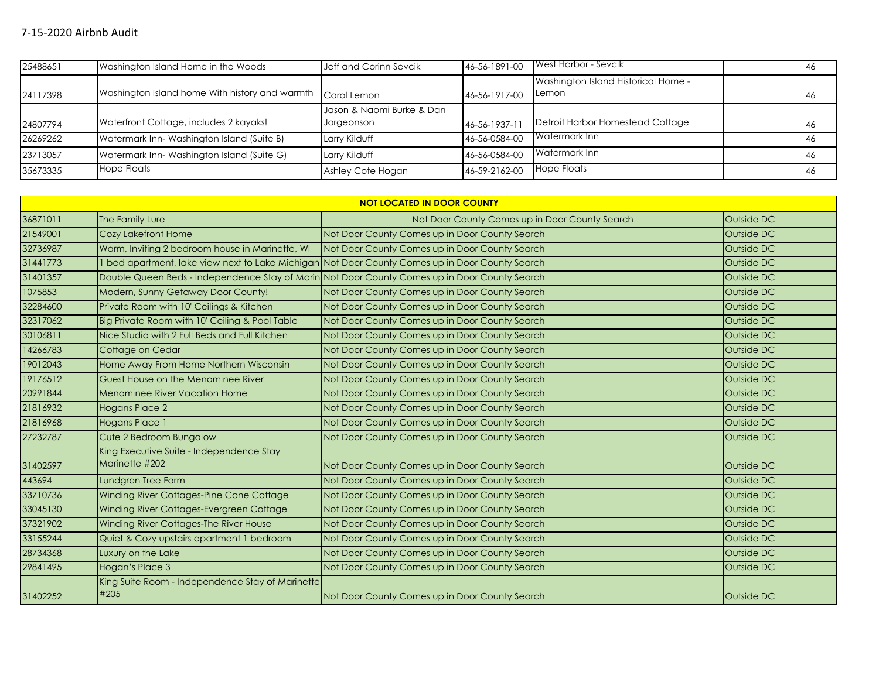7-15-2020 Airbnb Audit

| | | | | | | |
|---|---|---|---|---|---|---|
| 25488651 | Washington Island Home in the Woods | Jeff and Corinn Sevcik | 46-56-1891-00 | West Harbor - Sevcik | | 46 |
| 24117398 | Washington Island home With history and warmth | Carol Lemon | 46-56-1917-00 | Washington Island Historical Home - Lemon | | 46 |
| 24807794 | Waterfront Cottage, includes 2 kayaks! | Jason & Naomi Burke & Dan Jorgeonson | 46-56-1937-11 | Detroit Harbor Homestead Cottage | | 46 |
| 26269262 | Watermark Inn- Washington Island (Suite B) | Larry Kilduff | 46-56-0584-00 | Watermark Inn | | 46 |
| 23713057 | Watermark Inn- Washington Island (Suite G) | Larry Kilduff | 46-56-0584-00 | Watermark Inn | | 46 |
| 35673335 | Hope Floats | Ashley Cote Hogan | 46-59-2162-00 | Hope Floats | | 46 |

| NOT LOCATED IN DOOR COUNTY | | | |
|---|---|---|---|
| 36871011 | The Family Lure | Not Door County Comes up in Door County Search | Outside DC |
| 21549001 | Cozy Lakefront Home | Not Door County Comes up in Door County Search | Outside DC |
| 32736987 | Warm, Inviting 2 bedroom house in Marinette, WI | Not Door County Comes up in Door County Search | Outside DC |
| 31441773 | 1 bed apartment, lake view next to Lake Michigan | Not Door County Comes up in Door County Search | Outside DC |
| 31401357 | Double Queen Beds - Independence Stay of Marin | Not Door County Comes up in Door County Search | Outside DC |
| 1075853 | Modern, Sunny Getaway Door County! | Not Door County Comes up in Door County Search | Outside DC |
| 32284600 | Private Room with 10' Ceilings & Kitchen | Not Door County Comes up in Door County Search | Outside DC |
| 32317062 | Big Private Room with 10' Ceiling & Pool Table | Not Door County Comes up in Door County Search | Outside DC |
| 30106811 | Nice Studio with 2 Full Beds and Full Kitchen | Not Door County Comes up in Door County Search | Outside DC |
| 14266783 | Cottage on Cedar | Not Door County Comes up in Door County Search | Outside DC |
| 19012043 | Home Away From Home Northern Wisconsin | Not Door County Comes up in Door County Search | Outside DC |
| 19176512 | Guest House on the Menominee River | Not Door County Comes up in Door County Search | Outside DC |
| 20991844 | Menominee River Vacation Home | Not Door County Comes up in Door County Search | Outside DC |
| 21816932 | Hogans Place 2 | Not Door County Comes up in Door County Search | Outside DC |
| 21816968 | Hogans Place 1 | Not Door County Comes up in Door County Search | Outside DC |
| 27232787 | Cute 2 Bedroom Bungalow | Not Door County Comes up in Door County Search | Outside DC |
| 31402597 | King Executive Suite - Independence Stay Marinette #202 | Not Door County Comes up in Door County Search | Outside DC |
| 443694 | Lundgren Tree Farm | Not Door County Comes up in Door County Search | Outside DC |
| 33710736 | Winding River Cottages-Pine Cone Cottage | Not Door County Comes up in Door County Search | Outside DC |
| 33045130 | Winding River Cottages-Evergreen Cottage | Not Door County Comes up in Door County Search | Outside DC |
| 37321902 | Winding River Cottages-The River House | Not Door County Comes up in Door County Search | Outside DC |
| 33155244 | Quiet & Cozy upstairs apartment 1 bedroom | Not Door County Comes up in Door County Search | Outside DC |
| 28734368 | Luxury on the Lake | Not Door County Comes up in Door County Search | Outside DC |
| 29841495 | Hogan's Place 3 | Not Door County Comes up in Door County Search | Outside DC |
| 31402252 | King Suite Room - Independence Stay of Marinette #205 | Not Door County Comes up in Door County Search | Outside DC |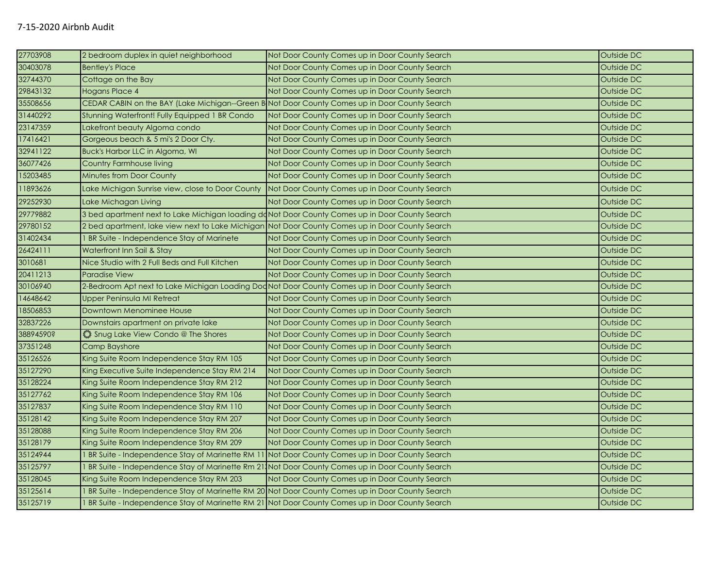| | | | |
|---|---|---|---|
| 27703908 | 2 bedroom duplex in quiet neighborhood | Not Door County Comes up in Door County Search | Outside DC |
| 30403078 | Bentley's Place | Not Door County Comes up in Door County Search | Outside DC |
| 32744370 | Cottage on the Bay | Not Door County Comes up in Door County Search | Outside DC |
| 29843132 | Hogans Place 4 | Not Door County Comes up in Door County Search | Outside DC |
| 35508656 | CEDAR CABIN on the BAY (Lake Michigan--Green B | Not Door County Comes up in Door County Search | Outside DC |
| 31440292 | Stunning Waterfront! Fully Equipped 1 BR Condo | Not Door County Comes up in Door County Search | Outside DC |
| 23147359 | Lakefront beauty Algoma condo | Not Door County Comes up in Door County Search | Outside DC |
| 17416421 | Gorgeous beach & 5 mi's 2 Door Cty. | Not Door County Comes up in Door County Search | Outside DC |
| 32941122 | Buck's Harbor LLC in Algoma, WI | Not Door County Comes up in Door County Search | Outside DC |
| 36077426 | Country Farmhouse living | Not Door County Comes up in Door County Search | Outside DC |
| 15203485 | Minutes from Door County | Not Door County Comes up in Door County Search | Outside DC |
| 11893626 | Lake Michigan Sunrise view, close to Door County | Not Door County Comes up in Door County Search | Outside DC |
| 29252930 | Lake Michagan Living | Not Door County Comes up in Door County Search | Outside DC |
| 29779882 | 3 bed apartment next to Lake Michigan loading do | Not Door County Comes up in Door County Search | Outside DC |
| 29780152 | 2 bed apartment, lake view next to Lake Michigan | Not Door County Comes up in Door County Search | Outside DC |
| 31402434 | 1 BR Suite - Independence Stay of Marinete | Not Door County Comes up in Door County Search | Outside DC |
| 26424111 | Waterfront Inn Sail & Stay | Not Door County Comes up in Door County Search | Outside DC |
| 3010681 | Nice Studio with 2 Full Beds and Full Kitchen | Not Door County Comes up in Door County Search | Outside DC |
| 20411213 | Paradise View | Not Door County Comes up in Door County Search | Outside DC |
| 30106940 | 2-Bedroom Apt next to Lake Michigan Loading Doc | Not Door County Comes up in Door County Search | Outside DC |
| 14648642 | Upper Peninsula MI Retreat | Not Door County Comes up in Door County Search | Outside DC |
| 18506853 | Downtown Menominee House | Not Door County Comes up in Door County Search | Outside DC |
| 32837226 | Downstairs apartment on private lake | Not Door County Comes up in Door County Search | Outside DC |
| 38894590? | ❂ Snug Lake View Condo @ The Shores | Not Door County Comes up in Door County Search | Outside DC |
| 37351248 | Camp Bayshore | Not Door County Comes up in Door County Search | Outside DC |
| 35126526 | King Suite Room Independence Stay RM 105 | Not Door County Comes up in Door County Search | Outside DC |
| 35127290 | King Executive Suite Independence Stay RM 214 | Not Door County Comes up in Door County Search | Outside DC |
| 35128224 | King Suite Room Independence Stay RM 212 | Not Door County Comes up in Door County Search | Outside DC |
| 35127762 | King Suite Room Independence Stay RM 106 | Not Door County Comes up in Door County Search | Outside DC |
| 35127837 | King Suite Room Independence Stay RM 110 | Not Door County Comes up in Door County Search | Outside DC |
| 35128142 | King Suite Room Independence Stay RM 207 | Not Door County Comes up in Door County Search | Outside DC |
| 35128088 | King Suite Room Independence Stay RM 206 | Not Door County Comes up in Door County Search | Outside DC |
| 35128179 | King Suite Room Independence Stay RM 209 | Not Door County Comes up in Door County Search | Outside DC |
| 35124944 | 1 BR Suite - Independence Stay of Marinette RM 11 | Not Door County Comes up in Door County Search | Outside DC |
| 35125797 | 1 BR Suite - Independence Stay of Marinette Rm 21 | Not Door County Comes up in Door County Search | Outside DC |
| 35128045 | King Suite Room Independence Stay RM 203 | Not Door County Comes up in Door County Search | Outside DC |
| 35125614 | 1 BR Suite - Independence Stay of Marinette RM 20 | Not Door County Comes up in Door County Search | Outside DC |
| 35125719 | 1 BR Suite - Independence Stay of Marinette RM 21 | Not Door County Comes up in Door County Search | Outside DC |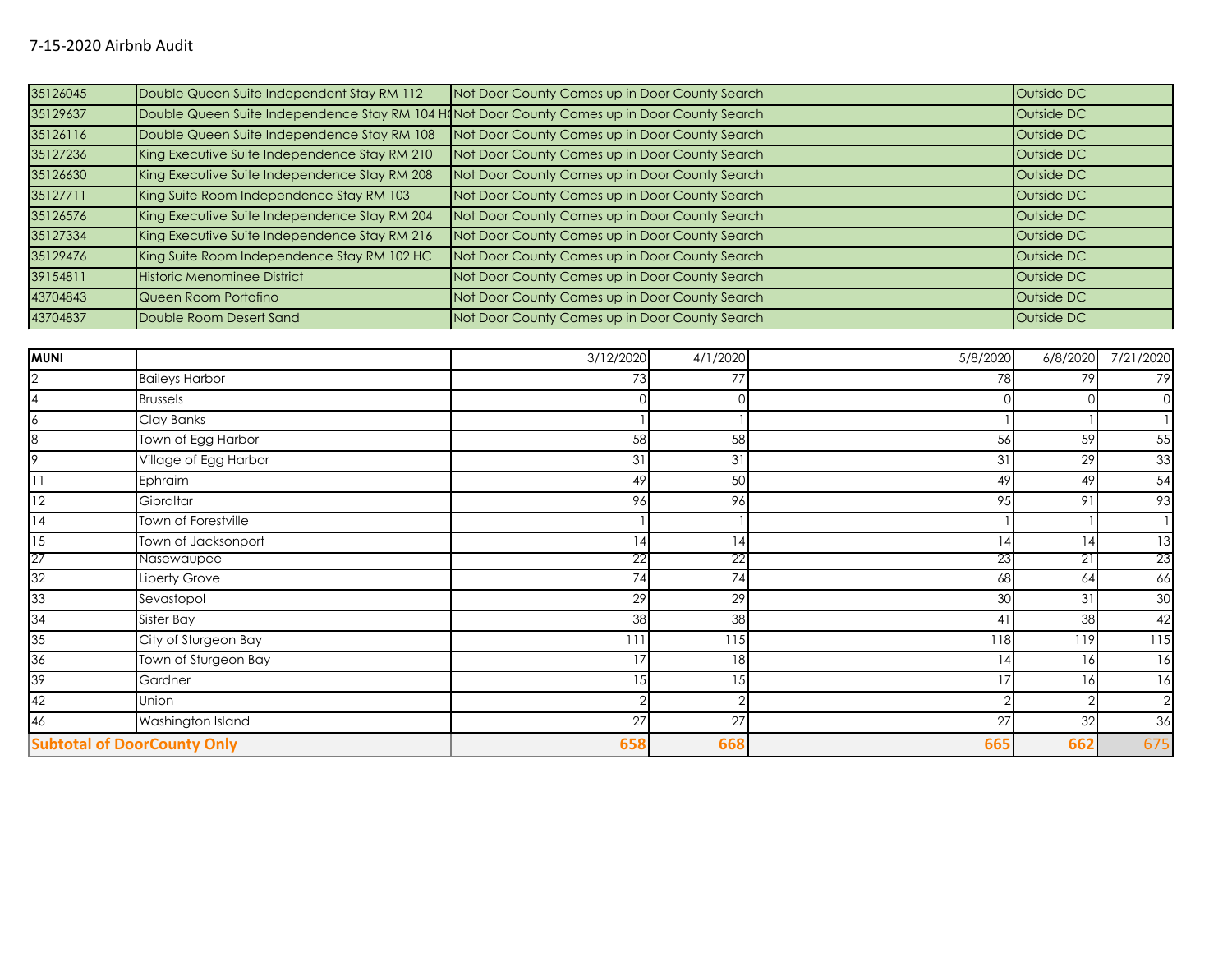7-15-2020 Airbnb Audit

| | | | |
|---|---|---|---|
| 35126045 | Double Queen Suite Independent Stay RM 112 | Not Door County Comes up in Door County Search | Outside DC |
| 35129637 | Double Queen Suite Independence Stay RM 104 H( | Not Door County Comes up in Door County Search | Outside DC |
| 35126116 | Double Queen Suite Independence Stay RM 108 | Not Door County Comes up in Door County Search | Outside DC |
| 35127236 | King Executive Suite Independence Stay RM 210 | Not Door County Comes up in Door County Search | Outside DC |
| 35126630 | King Executive Suite Independence Stay RM 208 | Not Door County Comes up in Door County Search | Outside DC |
| 35127711 | King Suite Room Independence Stay RM 103 | Not Door County Comes up in Door County Search | Outside DC |
| 35126576 | King Executive Suite Independence Stay RM 204 | Not Door County Comes up in Door County Search | Outside DC |
| 35127334 | King Executive Suite Independence Stay RM 216 | Not Door County Comes up in Door County Search | Outside DC |
| 35129476 | King Suite Room Independence Stay RM 102 HC | Not Door County Comes up in Door County Search | Outside DC |
| 39154811 | Historic Menominee District | Not Door County Comes up in Door County Search | Outside DC |
| 43704843 | Queen Room Portofino | Not Door County Comes up in Door County Search | Outside DC |
| 43704837 | Double Room Desert Sand | Not Door County Comes up in Door County Search | Outside DC |

| MUNI | | 3/12/2020 | 4/1/2020 | 5/8/2020 | 6/8/2020 | 7/21/2020 |
|---|---|---|---|---|---|---|
| 2 | Baileys Harbor | 73 | 77 | 78 | 79 | 79 |
| 4 | Brussels | 0 | 0 | 0 | 0 | 0 |
| 6 | Clay Banks | 1 | 1 | 1 | 1 | 1 |
| 8 | Town of Egg Harbor | 58 | 58 | 56 | 59 | 55 |
| 9 | Village of Egg Harbor | 31 | 31 | 31 | 29 | 33 |
| 11 | Ephraim | 49 | 50 | 49 | 49 | 54 |
| 12 | Gibraltar | 96 | 96 | 95 | 91 | 93 |
| 14 | Town of Forestville | 1 | 1 | 1 | 1 | 1 |
| 15 | Town of Jacksonport | 14 | 14 | 14 | 14 | 13 |
| 27 | Nasewaupee | 22 | 22 | 23 | 21 | 23 |
| 32 | Liberty Grove | 74 | 74 | 68 | 64 | 66 |
| 33 | Sevastopol | 29 | 29 | 30 | 31 | 30 |
| 34 | Sister Bay | 38 | 38 | 41 | 38 | 42 |
| 35 | City of Sturgeon Bay | 111 | 115 | 118 | 119 | 115 |
| 36 | Town of Sturgeon Bay | 17 | 18 | 14 | 16 | 16 |
| 39 | Gardner | 15 | 15 | 17 | 16 | 16 |
| 42 | Union | 2 | 2 | 2 | 2 | 2 |
| 46 | Washington Island | 27 | 27 | 27 | 32 | 36 |
| **Subtotal of DoorCounty Only** | | **658** | **668** | **665** | **662** | 675 |